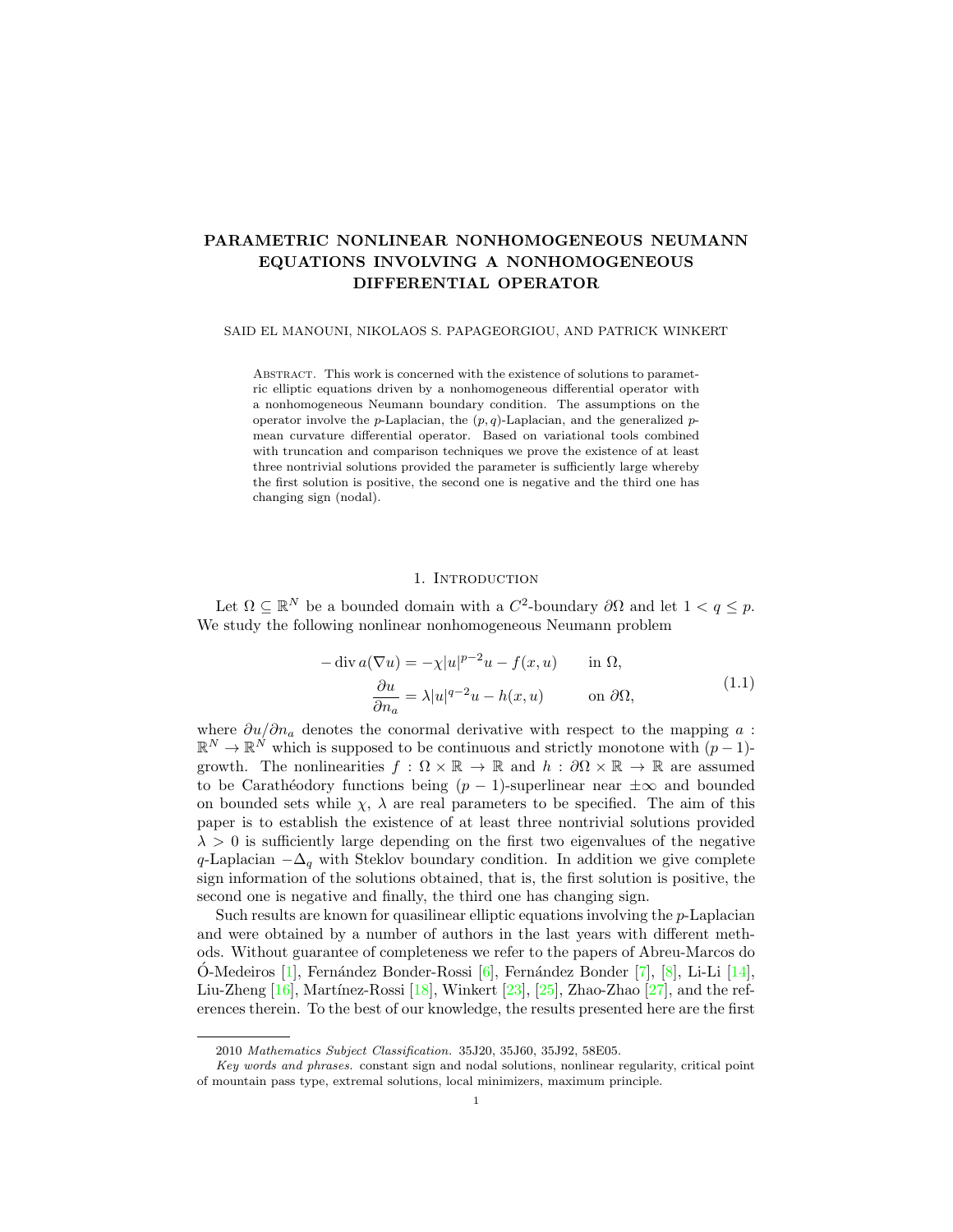# PARAMETRIC NONLINEAR NONHOMOGENEOUS NEUMANN EQUATIONS INVOLVING A NONHOMOGENEOUS DIFFERENTIAL OPERATOR

SAID EL MANOUNI, NIKOLAOS S. PAPAGEORGIOU, AND PATRICK WINKERT

Abstract. This work is concerned with the existence of solutions to parametric elliptic equations driven by a nonhomogeneous differential operator with a nonhomogeneous Neumann boundary condition. The assumptions on the operator involve the $p$-Laplacian, the $(p, q)$-Laplacian, and the generalized $p$-mean curvature differential operator. Based on variational tools combined with truncation and comparison techniques we prove the existence of at least three nontrivial solutions provided the parameter is sufficiently large whereby the first solution is positive, the second one is negative and the third one has changing sign (nodal).

## 1. Introduction

Let $\Omega \subseteq \mathbb{R}^N$ be a bounded domain with a $C^2$-boundary $\partial\Omega$ and let $1 < q \leq p$. We study the following nonlinear nonhomogeneous Neumann problem

$$
\begin{aligned}
-\operatorname{div} a(\nabla u) &= -\chi |u|^{p-2}u - f(x,u) && \text{in } \Omega, \\
\frac{\partial u}{\partial n_a} &= \lambda |u|^{q-2}u - h(x,u) && \text{on } \partial\Omega,
\end{aligned}
\tag{1.1}
$$

where $\partial u/\partial n_a$ denotes the conormal derivative with respect to the mapping $a : \mathbb{R}^N \to \mathbb{R}^N$ which is supposed to be continuous and strictly monotone with $(p-1)$-growth. The nonlinearities $f : \Omega \times \mathbb{R} \to \mathbb{R}$ and $h : \partial\Omega \times \mathbb{R} \to \mathbb{R}$ are assumed to be Carathéodory functions being $(p-1)$-superlinear near $\pm\infty$ and bounded on bounded sets while $\chi$, $\lambda$ are real parameters to be specified. The aim of this paper is to establish the existence of at least three nontrivial solutions provided $\lambda > 0$ is sufficiently large depending on the first two eigenvalues of the negative $q$-Laplacian $-\Delta_q$ with Steklov boundary condition. In addition we give complete sign information of the solutions obtained, that is, the first solution is positive, the second one is negative and finally, the third one has changing sign.

Such results are known for quasilinear elliptic equations involving the $p$-Laplacian and were obtained by a number of authors in the last years with different methods. Without guarantee of completeness we refer to the papers of Abreu-Marcos do Ó-Medeiros [1], Fernández Bonder-Rossi [6], Fernández Bonder [7], [8], Li-Li [14], Liu-Zheng [16], Martínez-Rossi [18], Winkert [23], [25], Zhao-Zhao [27], and the references therein. To the best of our knowledge, the results presented here are the first

---

2010 *Mathematics Subject Classification.* 35J20, 35J60, 35J92, 58E05.

*Key words and phrases.* constant sign and nodal solutions, nonlinear regularity, critical point of mountain pass type, extremal solutions, local minimizers, maximum principle.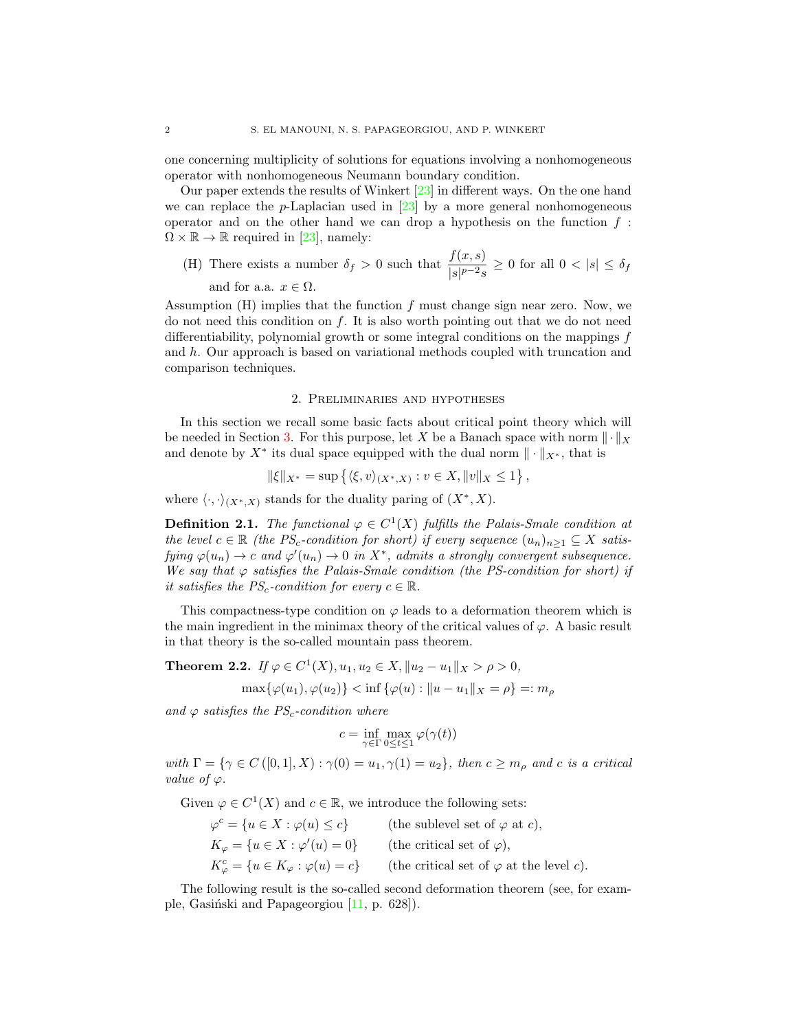one concerning multiplicity of solutions for equations involving a nonhomogeneous operator with nonhomogeneous Neumann boundary condition.

Our paper extends the results of Winkert [23] in different ways. On the one hand we can replace the $p$-Laplacian used in [23] by a more general nonhomogeneous operator and on the other hand we can drop a hypothesis on the function $f : \Omega \times \mathbb{R} \to \mathbb{R}$ required in [23], namely:

(H) There exists a number $\delta_f > 0$ such that $\dfrac{f(x,s)}{|s|^{p-2}s} \geq 0$ for all $0 < |s| \leq \delta_f$ and for a.a. $x \in \Omega$.

Assumption (H) implies that the function $f$ must change sign near zero. Now, we do not need this condition on $f$. It is also worth pointing out that we do not need differentiability, polynomial growth or some integral conditions on the mappings $f$ and $h$. Our approach is based on variational methods coupled with truncation and comparison techniques.

## 2. Preliminaries and hypotheses

In this section we recall some basic facts about critical point theory which will be needed in Section 3. For this purpose, let $X$ be a Banach space with norm $\|\cdot\|_X$ and denote by $X^*$ its dual space equipped with the dual norm $\|\cdot\|_{X^*}$, that is

$$\|\xi\|_{X^*} = \sup\left\{\langle \xi, v\rangle_{(X^*,X)} : v \in X, \|v\|_X \leq 1\right\},$$

where $\langle\cdot,\cdot\rangle_{(X^*,X)}$ stands for the duality paring of $(X^*, X)$.

**Definition 2.1.** *The functional $\varphi \in C^1(X)$ fulfills the Palais-Smale condition at the level $c \in \mathbb{R}$ (the $PS_c$-condition for short) if every sequence $(u_n)_{n\geq 1} \subseteq X$ satisfying $\varphi(u_n) \to c$ and $\varphi'(u_n) \to 0$ in $X^*$, admits a strongly convergent subsequence. We say that $\varphi$ satisfies the Palais-Smale condition (the PS-condition for short) if it satisfies the $PS_c$-condition for every $c \in \mathbb{R}$.*

This compactness-type condition on $\varphi$ leads to a deformation theorem which is the main ingredient in the minimax theory of the critical values of $\varphi$. A basic result in that theory is the so-called mountain pass theorem.

**Theorem 2.2.** *If $\varphi \in C^1(X), u_1, u_2 \in X, \|u_2 - u_1\|_X > \rho > 0$,*

$$\max\{\varphi(u_1), \varphi(u_2)\} < \inf\{\varphi(u) : \|u - u_1\|_X = \rho\} =: m_\rho$$

*and $\varphi$ satisfies the $PS_c$-condition where*

$$c = \inf_{\gamma\in\Gamma} \max_{0\leq t\leq 1} \varphi(\gamma(t))$$

*with $\Gamma = \{\gamma \in C([0,1], X) : \gamma(0) = u_1, \gamma(1) = u_2\}$, then $c \geq m_\rho$ and $c$ is a critical value of $\varphi$.*

Given $\varphi \in C^1(X)$ and $c \in \mathbb{R}$, we introduce the following sets:

$\varphi^c = \{u \in X : \varphi(u) \leq c\}$ (the sublevel set of $\varphi$ at $c$),

$K_\varphi = \{u \in X : \varphi'(u) = 0\}$ (the critical set of $\varphi$),

$K_\varphi^c = \{u \in K_\varphi : \varphi(u) = c\}$ (the critical set of $\varphi$ at the level $c$).

The following result is the so-called second deformation theorem (see, for example, Gasiński and Papageorgiou [11, p. 628]).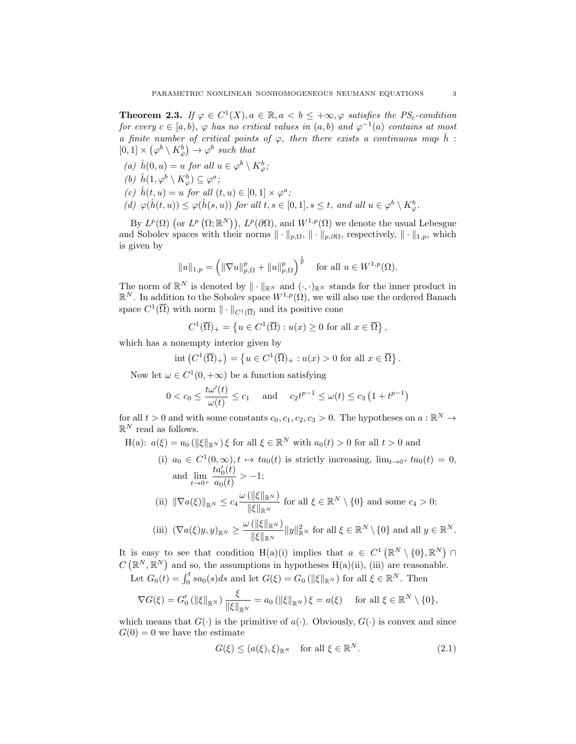**Theorem 2.3.** *If $\varphi \in C^1(X), a \in \mathbb{R}, a < b \leq +\infty, \varphi$ satisfies the $PS_c$-condition for every $c \in [a,b)$, $\varphi$ has no critical values in $(a,b)$ and $\varphi^{-1}(a)$ contains at most a finite number of critical points of $\varphi$, then there exists a continuous map $\hat{h} : [0,1] \times \left(\varphi^b \setminus K_\varphi^b\right) \to \varphi^b$ such that*

*(a) $\hat{h}(0,u) = u$ for all $u \in \varphi^b \setminus K_\varphi^b$;*

*(b) $\hat{h}(1, \varphi^b \setminus K_\varphi^b) \subseteq \varphi^a$;*

*(c) $\hat{h}(t,u) = u$ for all $(t,u) \in [0,1] \times \varphi^a$;*

*(d) $\varphi(\hat{h}(t,u)) \leq \varphi(\hat{h}(s,u))$ for all $t,s \in [0,1], s \leq t$, and all $u \in \varphi^b \setminus K_\varphi^b$.*

By $L^p(\Omega)$ $\left(\text{or } L^p\left(\Omega;\mathbb{R}^N\right)\right)$, $L^p(\partial\Omega)$, and $W^{1,p}(\Omega)$ we denote the usual Lebesgue and Sobolev spaces with their norms $\|\cdot\|_{p,\Omega}$, $\|\cdot\|_{p,\partial\Omega}$, respectively, $\|\cdot\|_{1,p}$, which is given by

$$\|u\|_{1,p} = \left(\|\nabla u\|_{p,\Omega}^p + \|u\|_{p,\Omega}^p\right)^{\frac{1}{p}} \quad \text{for all } u \in W^{1,p}(\Omega).$$

The norm of $\mathbb{R}^N$ is denoted by $\|\cdot\|_{\mathbb{R}^N}$ and $(\cdot,\cdot)_{\mathbb{R}^N}$ stands for the inner product in $\mathbb{R}^N$. In addition to the Sobolev space $W^{1,p}(\Omega)$, we will also use the ordered Banach space $C^1(\overline{\Omega})$ with norm $\|\cdot\|_{C^1(\overline{\Omega})}$ and its positive cone

$$C^1(\overline{\Omega})_+ = \left\{u \in C^1(\overline{\Omega}) : u(x) \geq 0 \text{ for all } x \in \overline{\Omega}\right\},$$

which has a nonempty interior given by

$$\operatorname{int}\left(C^1(\overline{\Omega})_+\right) = \left\{u \in C^1(\overline{\Omega})_+ : u(x) > 0 \text{ for all } x \in \overline{\Omega}\right\}.$$

Now let $\omega \in C^1(0,+\infty)$ be a function satisfying

$$0 < c_0 \leq \frac{t\omega'(t)}{\omega(t)} \leq c_1 \quad \text{and} \quad c_2 t^{p-1} \leq \omega(t) \leq c_3\left(1 + t^{p-1}\right)$$

for all $t > 0$ and with some constants $c_0, c_1, c_2, c_3 > 0$. The hypotheses on $a : \mathbb{R}^N \to \mathbb{R}^N$ read as follows.

H(a): $a(\xi) = a_0\left(\|\xi\|_{\mathbb{R}^N}\right)\xi$ for all $\xi \in \mathbb{R}^N$ with $a_0(t) > 0$ for all $t > 0$ and

(i) $a_0 \in C^1(0,\infty), t \mapsto ta_0(t)$ is strictly increasing, $\lim_{t\to 0^+} ta_0(t) = 0$, and $\displaystyle\lim_{t\to 0^+} \frac{ta_0'(t)}{a_0(t)} > -1$;

(ii) $\|\nabla a(\xi)\|_{\mathbb{R}^N} \leq c_4 \dfrac{\omega\left(\|\xi\|_{\mathbb{R}^N}\right)}{\|\xi\|_{\mathbb{R}^N}}$ for all $\xi \in \mathbb{R}^N \setminus \{0\}$ and some $c_4 > 0$;

(iii) $(\nabla a(\xi)y, y)_{\mathbb{R}^N} \geq \dfrac{\omega\left(\|\xi\|_{\mathbb{R}^N}\right)}{\|\xi\|_{\mathbb{R}^N}}\|y\|_{\mathbb{R}^N}^2$ for all $\xi \in \mathbb{R}^N \setminus \{0\}$ and all $y \in \mathbb{R}^N$.

It is easy to see that condition H(a)(i) implies that $a \in C^1\left(\mathbb{R}^N \setminus \{0\}, \mathbb{R}^N\right) \cap C\left(\mathbb{R}^N, \mathbb{R}^N\right)$ and so, the assumptions in hypotheses H(a)(ii), (iii) are reasonable.

Let $G_0(t) = \int_0^t s a_0(s) ds$ and let $G(\xi) = G_0\left(\|\xi\|_{\mathbb{R}^N}\right)$ for all $\xi \in \mathbb{R}^N$. Then

$$\nabla G(\xi) = G_0'\left(\|\xi\|_{\mathbb{R}^N}\right)\frac{\xi}{\|\xi\|_{\mathbb{R}^N}} = a_0\left(\|\xi\|_{\mathbb{R}^N}\right)\xi = a(\xi) \quad \text{for all } \xi \in \mathbb{R}^N \setminus \{0\},$$

which means that $G(\cdot)$ is the primitive of $a(\cdot)$. Obviously, $G(\cdot)$ is convex and since $G(0) = 0$ we have the estimate

$$G(\xi) \leq (a(\xi), \xi)_{\mathbb{R}^N} \quad \text{for all } \xi \in \mathbb{R}^N. \tag{2.1}$$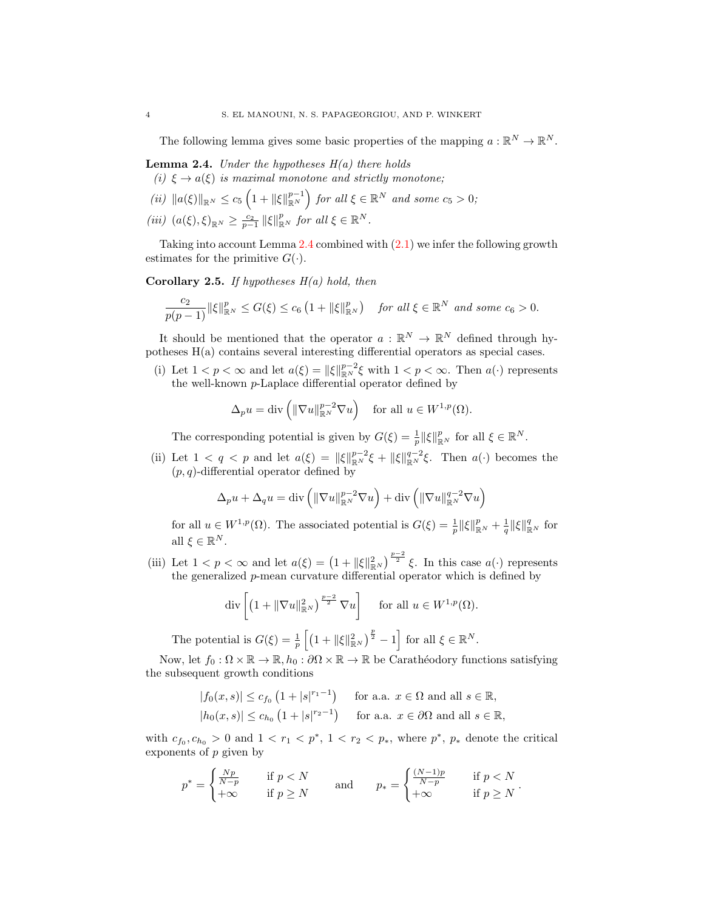The following lemma gives some basic properties of the mapping $a : \mathbb{R}^N \to \mathbb{R}^N$.

**Lemma 2.4.** *Under the hypotheses H(a) there holds*

*(i)* $\xi \to a(\xi)$ *is maximal monotone and strictly monotone;*

*(ii)* $\|a(\xi)\|_{\mathbb{R}^N} \leq c_5 \left(1 + \|\xi\|_{\mathbb{R}^N}^{p-1}\right)$ *for all* $\xi \in \mathbb{R}^N$ *and some* $c_5 > 0$*;*

*(iii)* $(a(\xi), \xi)_{\mathbb{R}^N} \geq \frac{c_2}{p-1} \|\xi\|_{\mathbb{R}^N}^p$ *for all* $\xi \in \mathbb{R}^N$.

Taking into account Lemma 2.4 combined with (2.1) we infer the following growth estimates for the primitive $G(\cdot)$.

**Corollary 2.5.** *If hypotheses H(a) hold, then*

$$\frac{c_2}{p(p-1)}\|\xi\|_{\mathbb{R}^N}^p \leq G(\xi) \leq c_6 \left(1 + \|\xi\|_{\mathbb{R}^N}^p\right) \quad \text{for all } \xi \in \mathbb{R}^N \text{ and some } c_6 > 0.$$

It should be mentioned that the operator $a : \mathbb{R}^N \to \mathbb{R}^N$ defined through hypotheses H(a) contains several interesting differential operators as special cases.

(i) Let $1 < p < \infty$ and let $a(\xi) = \|\xi\|_{\mathbb{R}^N}^{p-2}\xi$ with $1 < p < \infty$. Then $a(\cdot)$ represents the well-known $p$-Laplace differential operator defined by

$$\Delta_p u = \operatorname{div}\left(\|\nabla u\|_{\mathbb{R}^N}^{p-2}\nabla u\right) \quad \text{for all } u \in W^{1,p}(\Omega).$$

The corresponding potential is given by $G(\xi) = \frac{1}{p}\|\xi\|_{\mathbb{R}^N}^p$ for all $\xi \in \mathbb{R}^N$.

(ii) Let $1 < q < p$ and let $a(\xi) = \|\xi\|_{\mathbb{R}^N}^{p-2}\xi + \|\xi\|_{\mathbb{R}^N}^{q-2}\xi$. Then $a(\cdot)$ becomes the $(p,q)$-differential operator defined by

$$\Delta_p u + \Delta_q u = \operatorname{div}\left(\|\nabla u\|_{\mathbb{R}^N}^{p-2}\nabla u\right) + \operatorname{div}\left(\|\nabla u\|_{\mathbb{R}^N}^{q-2}\nabla u\right)$$

for all $u \in W^{1,p}(\Omega)$. The associated potential is $G(\xi) = \frac{1}{p}\|\xi\|_{\mathbb{R}^N}^p + \frac{1}{q}\|\xi\|_{\mathbb{R}^N}^q$ for all $\xi \in \mathbb{R}^N$.

(iii) Let $1 < p < \infty$ and let $a(\xi) = \left(1 + \|\xi\|_{\mathbb{R}^N}^2\right)^{\frac{p-2}{2}} \xi$. In this case $a(\cdot)$ represents the generalized $p$-mean curvature differential operator which is defined by

$$\operatorname{div}\left[\left(1 + \|\nabla u\|_{\mathbb{R}^N}^2\right)^{\frac{p-2}{2}} \nabla u\right] \quad \text{for all } u \in W^{1,p}(\Omega).$$

The potential is $G(\xi) = \frac{1}{p}\left[\left(1 + \|\xi\|_{\mathbb{R}^N}^2\right)^{\frac{p}{2}} - 1\right]$ for all $\xi \in \mathbb{R}^N$.

Now, let $f_0 : \Omega \times \mathbb{R} \to \mathbb{R}, h_0 : \partial\Omega \times \mathbb{R} \to \mathbb{R}$ be Carathéodory functions satisfying the subsequent growth conditions

$$\begin{aligned}
|f_0(x,s)| &\leq c_{f_0}\left(1 + |s|^{r_1-1}\right) \quad \text{for a.a. } x \in \Omega \text{ and all } s \in \mathbb{R},\\
|h_0(x,s)| &\leq c_{h_0}\left(1 + |s|^{r_2-1}\right) \quad \text{for a.a. } x \in \partial\Omega \text{ and all } s \in \mathbb{R},
\end{aligned}$$

with $c_{f_0}, c_{h_0} > 0$ and $1 < r_1 < p^*$, $1 < r_2 < p_*$, where $p^*$, $p_*$ denote the critical exponents of $p$ given by

$$p^* = \begin{cases} \frac{Np}{N-p} & \text{if } p < N \\ +\infty & \text{if } p \geq N \end{cases} \qquad \text{and} \qquad p_* = \begin{cases} \frac{(N-1)p}{N-p} & \text{if } p < N \\ +\infty & \text{if } p \geq N \end{cases}.$$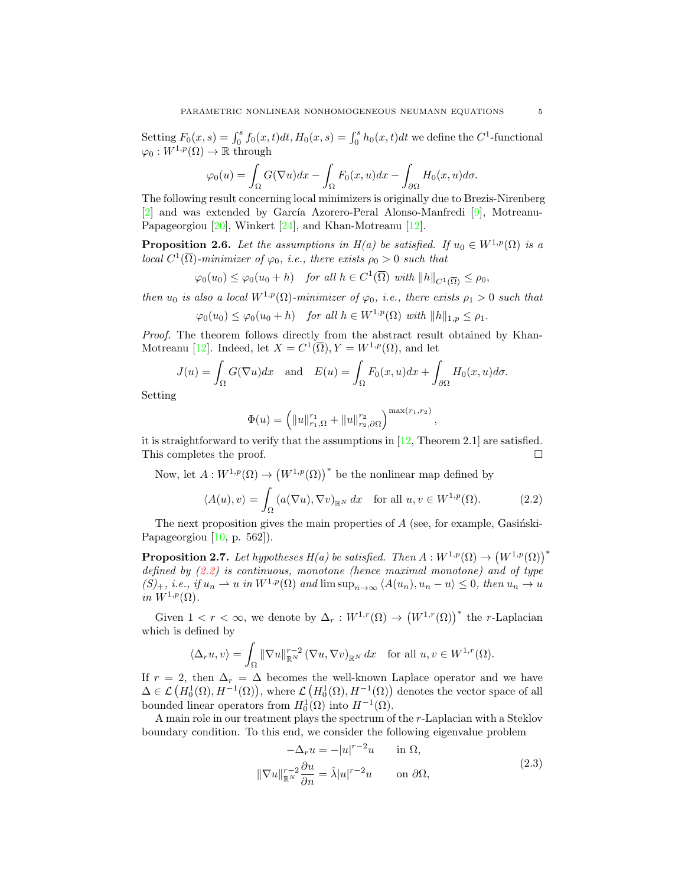Setting $F_0(x,s) = \int_0^s f_0(x,t)dt, H_0(x,s) = \int_0^s h_0(x,t)dt$ we define the $C^1$-functional $\varphi_0 : W^{1,p}(\Omega) \to \mathbb{R}$ through

$$\varphi_0(u) = \int_\Omega G(\nabla u)dx - \int_\Omega F_0(x,u)dx - \int_{\partial\Omega} H_0(x,u)d\sigma.$$

The following result concerning local minimizers is originally due to Brezis-Nirenberg [2] and was extended by García Azorero-Peral Alonso-Manfredi [9], Motreanu-Papageorgiou [20], Winkert [24], and Khan-Motreanu [12].

**Proposition 2.6.** *Let the assumptions in H(a) be satisfied. If $u_0 \in W^{1,p}(\Omega)$ is a local $C^1(\overline{\Omega})$-minimizer of $\varphi_0$, i.e., there exists $\rho_0 > 0$ such that*

$$\varphi_0(u_0) \le \varphi_0(u_0 + h) \quad \text{for all } h \in C^1(\overline{\Omega}) \text{ with } \|h\|_{C^1(\overline{\Omega})} \le \rho_0,$$

*then $u_0$ is also a local $W^{1,p}(\Omega)$-minimizer of $\varphi_0$, i.e., there exists $\rho_1 > 0$ such that*

$$\varphi_0(u_0) \le \varphi_0(u_0 + h) \quad \text{for all } h \in W^{1,p}(\Omega) \text{ with } \|h\|_{1,p} \le \rho_1.$$

*Proof.* The theorem follows directly from the abstract result obtained by Khan-Motreanu [12]. Indeed, let $X = C^1(\overline{\Omega}), Y = W^{1,p}(\Omega)$, and let

$$J(u) = \int_\Omega G(\nabla u)dx \quad \text{and} \quad E(u) = \int_\Omega F_0(x,u)dx + \int_{\partial\Omega} H_0(x,u)d\sigma.$$

Setting

$$\Phi(u) = \left( \|u\|_{r_1,\Omega}^{r_1} + \|u\|_{r_2,\partial\Omega}^{r_2} \right)^{\max(r_1,r_2)},$$

it is straightforward to verify that the assumptions in [12, Theorem 2.1] are satisfied. This completes the proof. □

Now, let $A : W^{1,p}(\Omega) \to \left(W^{1,p}(\Omega)\right)^*$ be the nonlinear map defined by

$$\langle A(u), v\rangle = \int_\Omega (a(\nabla u), \nabla v)_{\mathbb{R}^N}\, dx \quad \text{for all } u, v \in W^{1,p}(\Omega). \tag{2.2}$$

The next proposition gives the main properties of $A$ (see, for example, Gasiński-Papageorgiou [10, p. 562]).

**Proposition 2.7.** *Let hypotheses H(a) be satisfied. Then $A : W^{1,p}(\Omega) \to \left(W^{1,p}(\Omega)\right)^*$ defined by (2.2) is continuous, monotone (hence maximal monotone) and of type $(S)_+$, i.e., if $u_n \rightharpoonup u$ in $W^{1,p}(\Omega)$ and $\limsup_{n\to\infty} \langle A(u_n), u_n - u\rangle \le 0$, then $u_n \to u$ in $W^{1,p}(\Omega)$.*

Given $1 < r < \infty$, we denote by $\Delta_r : W^{1,r}(\Omega) \to \left(W^{1,r}(\Omega)\right)^*$ the $r$-Laplacian which is defined by

$$\langle \Delta_r u, v\rangle = \int_\Omega \|\nabla u\|_{\mathbb{R}^N}^{r-2} (\nabla u, \nabla v)_{\mathbb{R}^N}\, dx \quad \text{for all } u, v \in W^{1,r}(\Omega).$$

If $r = 2$, then $\Delta_r = \Delta$ becomes the well-known Laplace operator and we have $\Delta \in \mathcal{L}\left(H_0^1(\Omega), H^{-1}(\Omega)\right)$, where $\mathcal{L}\left(H_0^1(\Omega), H^{-1}(\Omega)\right)$ denotes the vector space of all bounded linear operators from $H_0^1(\Omega)$ into $H^{-1}(\Omega)$.

A main role in our treatment plays the spectrum of the $r$-Laplacian with a Steklov boundary condition. To this end, we consider the following eigenvalue problem

$$\begin{aligned} -\Delta_r u &= -|u|^{r-2}u \qquad \text{in } \Omega, \\ \|\nabla u\|_{\mathbb{R}^N}^{r-2} \frac{\partial u}{\partial n} &= \hat{\lambda}|u|^{r-2}u \qquad \text{on } \partial\Omega, \end{aligned} \tag{2.3}$$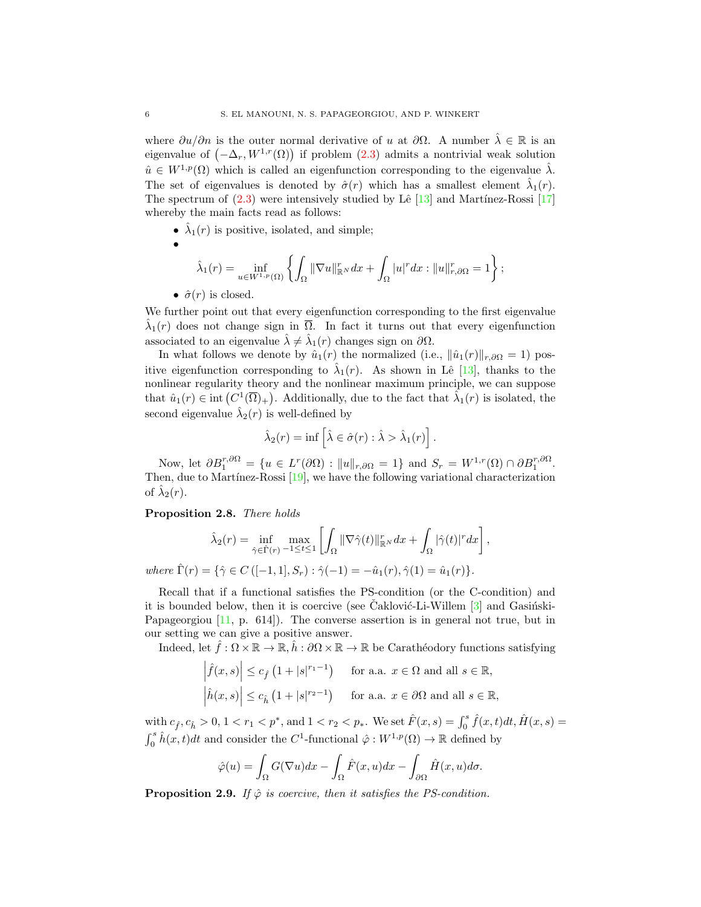where $\partial u/\partial n$ is the outer normal derivative of $u$ at $\partial\Omega$. A number $\hat{\lambda} \in \mathbb{R}$ is an eigenvalue of $\left(-\Delta_r, W^{1,r}(\Omega)\right)$ if problem (2.3) admits a nontrivial weak solution $\hat{u} \in W^{1,p}(\Omega)$ which is called an eigenfunction corresponding to the eigenvalue $\hat{\lambda}$. The set of eigenvalues is denoted by $\hat{\sigma}(r)$ which has a smallest element $\hat{\lambda}_1(r)$. The spectrum of (2.3) were intensively studied by Lê [13] and Martínez-Rossi [17] whereby the main facts read as follows:

- $\hat{\lambda}_1(r)$ is positive, isolated, and simple;
- $$\hat{\lambda}_1(r) = \inf_{u \in W^{1,p}(\Omega)} \left\{ \int_\Omega \|\nabla u\|_{\mathbb{R}^N}^r dx + \int_\Omega |u|^r dx : \|u\|_{r,\partial\Omega}^r = 1 \right\};$$
- $\hat{\sigma}(r)$ is closed.

We further point out that every eigenfunction corresponding to the first eigenvalue $\hat{\lambda}_1(r)$ does not change sign in $\overline{\Omega}$. In fact it turns out that every eigenfunction associated to an eigenvalue $\hat{\lambda} \neq \hat{\lambda}_1(r)$ changes sign on $\partial\Omega$.

In what follows we denote by $\hat{u}_1(r)$ the normalized (i.e., $\|\hat{u}_1(r)\|_{r,\partial\Omega} = 1$) positive eigenfunction corresponding to $\hat{\lambda}_1(r)$. As shown in Lê [13], thanks to the nonlinear regularity theory and the nonlinear maximum principle, we can suppose that $\hat{u}_1(r) \in \operatorname{int}\left(C^1(\overline{\Omega})_+\right)$. Additionally, due to the fact that $\hat{\lambda}_1(r)$ is isolated, the second eigenvalue $\hat{\lambda}_2(r)$ is well-defined by

$$\hat{\lambda}_2(r) = \inf\left[\hat{\lambda} \in \hat{\sigma}(r) : \hat{\lambda} > \hat{\lambda}_1(r)\right].$$

Now, let $\partial B_1^{r,\partial\Omega} = \{u \in L^r(\partial\Omega) : \|u\|_{r,\partial\Omega} = 1\}$ and $S_r = W^{1,r}(\Omega) \cap \partial B_1^{r,\partial\Omega}$. Then, due to Martínez-Rossi [19], we have the following variational characterization of $\hat{\lambda}_2(r)$.

**Proposition 2.8.** *There holds*

$$\hat{\lambda}_2(r) = \inf_{\hat{\gamma} \in \hat{\Gamma}(r)} \max_{-1 \le t \le 1} \left[ \int_\Omega \|\nabla \hat{\gamma}(t)\|_{\mathbb{R}^N}^r dx + \int_\Omega |\hat{\gamma}(t)|^r dx \right],$$

*where* $\hat{\Gamma}(r) = \{\hat{\gamma} \in C([-1,1], S_r) : \hat{\gamma}(-1) = -\hat{u}_1(r), \hat{\gamma}(1) = \hat{u}_1(r)\}$.

Recall that if a functional satisfies the PS-condition (or the C-condition) and it is bounded below, then it is coercive (see Čaklović-Li-Willem [3] and Gasiński-Papageorgiou [11, p. 614]). The converse assertion is in general not true, but in our setting we can give a positive answer.

Indeed, let $\hat{f} : \Omega \times \mathbb{R} \to \mathbb{R}, \hat{h} : \partial\Omega \times \mathbb{R} \to \mathbb{R}$ be Carathéodory functions satisfying

$$\left|\hat{f}(x,s)\right| \le c_{\hat{f}}\left(1 + |s|^{r_1 - 1}\right) \quad \text{for a.a. } x \in \Omega \text{ and all } s \in \mathbb{R},$$
$$\left|\hat{h}(x,s)\right| \le c_{\hat{h}}\left(1 + |s|^{r_2 - 1}\right) \quad \text{for a.a. } x \in \partial\Omega \text{ and all } s \in \mathbb{R},$$

with $c_{\hat{f}}, c_{\hat{h}} > 0$, $1 < r_1 < p^*$, and $1 < r_2 < p_*$. We set $\hat{F}(x,s) = \int_0^s \hat{f}(x,t)dt$, $\hat{H}(x,s) = \int_0^s \hat{h}(x,t)dt$ and consider the $C^1$-functional $\hat{\varphi} : W^{1,p}(\Omega) \to \mathbb{R}$ defined by

$$\hat{\varphi}(u) = \int_\Omega G(\nabla u)dx - \int_\Omega \hat{F}(x,u)dx - \int_{\partial\Omega} \hat{H}(x,u)d\sigma.$$

**Proposition 2.9.** *If $\hat{\varphi}$ is coercive, then it satisfies the PS-condition.*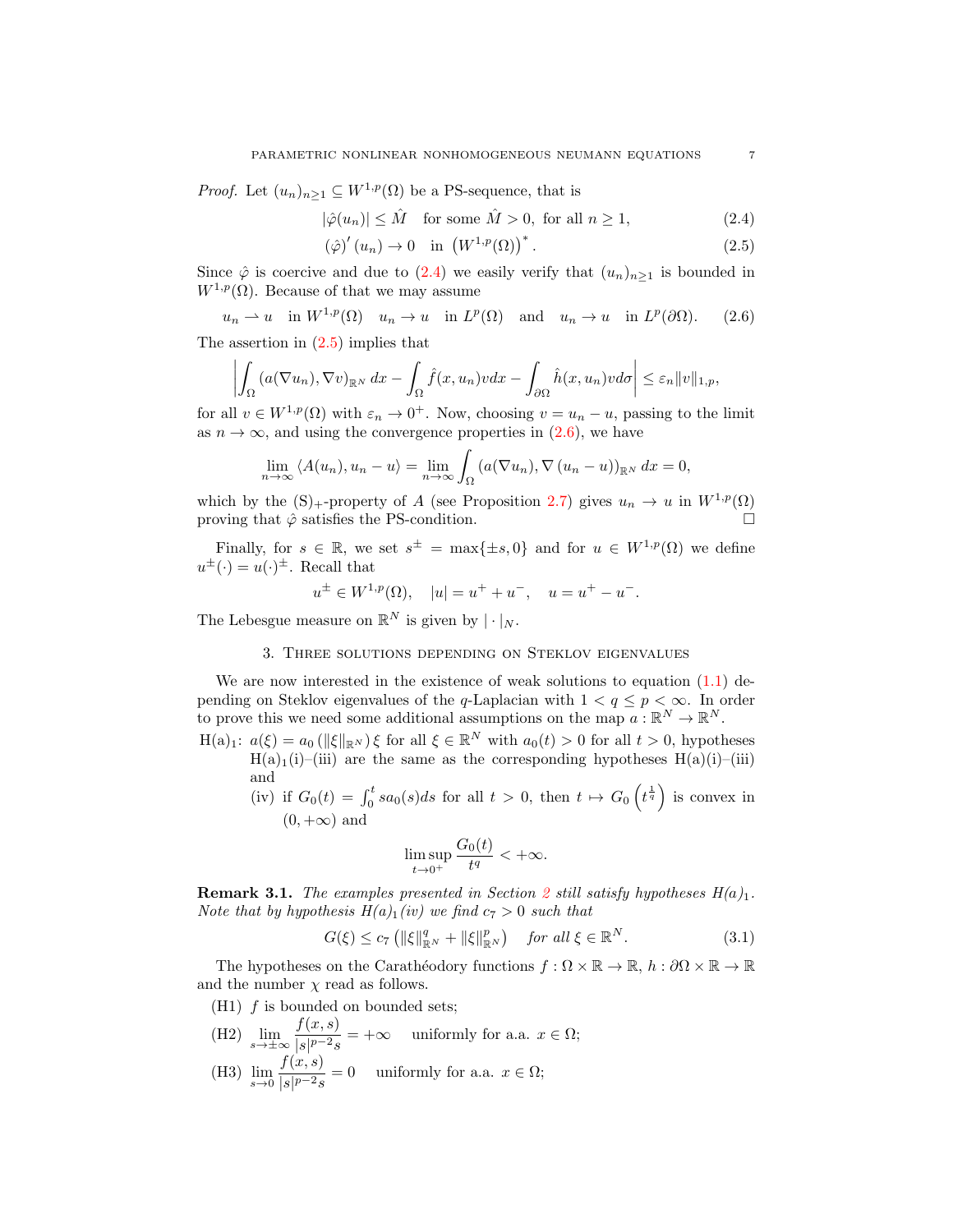*Proof.* Let $(u_n)_{n\geq 1} \subseteq W^{1,p}(\Omega)$ be a PS-sequence, that is

$$|\hat{\varphi}(u_n)| \leq \hat{M} \quad \text{for some } \hat{M} > 0, \text{ for all } n \geq 1, \tag{2.4}$$

$$(\hat{\varphi})'(u_n) \to 0 \quad \text{in } \left(W^{1,p}(\Omega)\right)^*. \tag{2.5}$$

Since $\hat{\varphi}$ is coercive and due to (2.4) we easily verify that $(u_n)_{n\geq 1}$ is bounded in $W^{1,p}(\Omega)$. Because of that we may assume

$$u_n \rightharpoonup u \quad \text{in } W^{1,p}(\Omega) \quad u_n \to u \quad \text{in } L^p(\Omega) \quad \text{and} \quad u_n \to u \quad \text{in } L^p(\partial\Omega). \tag{2.6}$$

The assertion in (2.5) implies that

$$\left| \int_\Omega (a(\nabla u_n), \nabla v)_{\mathbb{R}^N}\, dx - \int_\Omega \hat{f}(x, u_n) v dx - \int_{\partial\Omega} \hat{h}(x, u_n) v d\sigma \right| \leq \varepsilon_n \|v\|_{1,p},$$

for all $v \in W^{1,p}(\Omega)$ with $\varepsilon_n \to 0^+$. Now, choosing $v = u_n - u$, passing to the limit as $n \to \infty$, and using the convergence properties in (2.6), we have

$$\lim_{n\to\infty} \langle A(u_n), u_n - u\rangle = \lim_{n\to\infty} \int_\Omega (a(\nabla u_n), \nabla (u_n - u))_{\mathbb{R}^N}\, dx = 0,$$

which by the $(\mathrm{S})_+$-property of $A$ (see Proposition 2.7) gives $u_n \to u$ in $W^{1,p}(\Omega)$ proving that $\hat{\varphi}$ satisfies the PS-condition. □

Finally, for $s \in \mathbb{R}$, we set $s^\pm = \max\{\pm s, 0\}$ and for $u \in W^{1,p}(\Omega)$ we define $u^\pm(\cdot) = u(\cdot)^\pm$. Recall that

$$u^\pm \in W^{1,p}(\Omega), \quad |u| = u^+ + u^-, \quad u = u^+ - u^-.$$

The Lebesgue measure on $\mathbb{R}^N$ is given by $|\cdot|_N$.

## 3. Three solutions depending on Steklov eigenvalues

We are now interested in the existence of weak solutions to equation (1.1) depending on Steklov eigenvalues of the $q$-Laplacian with $1 < q \leq p < \infty$. In order to prove this we need some additional assumptions on the map $a: \mathbb{R}^N \to \mathbb{R}^N$.

- $\mathrm{H}(a)_1$: $a(\xi) = a_0(\|\xi\|_{\mathbb{R}^N})\xi$ for all $\xi \in \mathbb{R}^N$ with $a_0(t) > 0$ for all $t > 0$, hypotheses $\mathrm{H}(a)_1$(i)–(iii) are the same as the corresponding hypotheses $\mathrm{H}(a)$(i)–(iii) and
  - (iv) if $G_0(t) = \int_0^t s a_0(s) ds$ for all $t > 0$, then $t \mapsto G_0\left(t^{\frac{1}{q}}\right)$ is convex in $(0, +\infty)$ and
  $$\limsup_{t\to 0^+} \frac{G_0(t)}{t^q} < +\infty.$$

**Remark 3.1.** *The examples presented in Section 2 still satisfy hypotheses $H(a)_1$. Note that by hypothesis $H(a)_1$(iv) we find $c_7 > 0$ such that*

$$G(\xi) \leq c_7 \left(\|\xi\|^q_{\mathbb{R}^N} + \|\xi\|^p_{\mathbb{R}^N}\right) \quad \textit{for all } \xi \in \mathbb{R}^N. \tag{3.1}$$

The hypotheses on the Carathéodory functions $f: \Omega \times \mathbb{R} \to \mathbb{R}$, $h: \partial\Omega \times \mathbb{R} \to \mathbb{R}$ and the number $\chi$ read as follows.

- (H1) $f$ is bounded on bounded sets;
- (H2) $\displaystyle\lim_{s\to\pm\infty} \frac{f(x,s)}{|s|^{p-2}s} = +\infty$ uniformly for a.a. $x \in \Omega$;
- (H3) $\displaystyle\lim_{s\to 0} \frac{f(x,s)}{|s|^{p-2}s} = 0$ uniformly for a.a. $x \in \Omega$;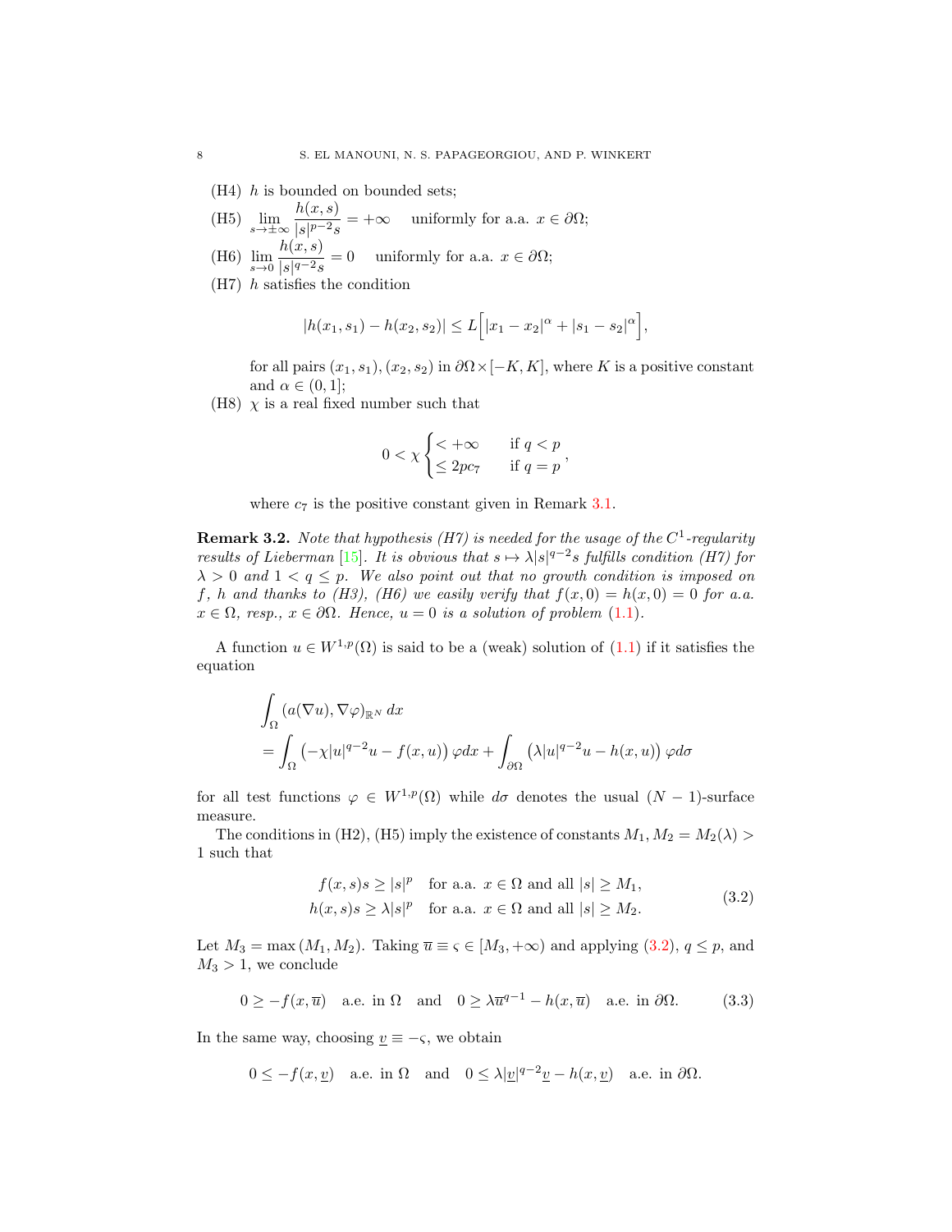- (H4) $h$ is bounded on bounded sets;
- (H5) $\lim_{s\to\pm\infty} \dfrac{h(x,s)}{|s|^{p-2}s} = +\infty$ uniformly for a.a. $x \in \partial\Omega$;
- (H6) $\lim_{s\to 0} \dfrac{h(x,s)}{|s|^{q-2}s} = 0$ uniformly for a.a. $x \in \partial\Omega$;
- (H7) $h$ satisfies the condition

$$|h(x_1,s_1) - h(x_2,s_2)| \leq L\Big[|x_1-x_2|^\alpha + |s_1-s_2|^\alpha\Big],$$

  for all pairs $(x_1,s_1),(x_2,s_2)$ in $\partial\Omega\times[-K,K]$, where $K$ is a positive constant and $\alpha \in (0,1]$;
- (H8) $\chi$ is a real fixed number such that

$$0 < \chi \begin{cases} < +\infty & \text{if } q<p \\ \leq 2pc_7 & \text{if } q=p \end{cases},$$

  where $c_7$ is the positive constant given in Remark 3.1.

**Remark 3.2.** *Note that hypothesis (H7) is needed for the usage of the $C^1$-regularity results of Lieberman [15]. It is obvious that $s \mapsto \lambda|s|^{q-2}s$ fulfills condition (H7) for $\lambda>0$ and $1<q\leq p$. We also point out that no growth condition is imposed on $f$, $h$ and thanks to (H3), (H6) we easily verify that $f(x,0)=h(x,0)=0$ for a.a. $x\in\Omega$, resp., $x\in\partial\Omega$. Hence, $u=0$ is a solution of problem (1.1).*

A function $u \in W^{1,p}(\Omega)$ is said to be a (weak) solution of (1.1) if it satisfies the equation

$$\begin{aligned}
&\int_\Omega (a(\nabla u), \nabla\varphi)_{\mathbb{R}^N}\, dx \\
&= \int_\Omega \left(-\chi|u|^{q-2}u - f(x,u)\right)\varphi dx + \int_{\partial\Omega} \left(\lambda|u|^{q-2}u - h(x,u)\right)\varphi d\sigma
\end{aligned}$$

for all test functions $\varphi \in W^{1,p}(\Omega)$ while $d\sigma$ denotes the usual $(N-1)$-surface measure.

The conditions in (H2), (H5) imply the existence of constants $M_1, M_2 = M_2(\lambda) > 1$ such that

$$\begin{aligned}
f(x,s)s &\geq |s|^p \quad \text{for a.a. } x\in\Omega \text{ and all } |s|\geq M_1, \\
h(x,s)s &\geq \lambda|s|^p \quad \text{for a.a. } x\in\Omega \text{ and all } |s|\geq M_2.
\end{aligned} \tag{3.2}$$

Let $M_3 = \max(M_1, M_2)$. Taking $\overline{u} \equiv \varsigma \in [M_3,+\infty)$ and applying (3.2), $q\leq p$, and $M_3>1$, we conclude

$$0 \geq -f(x,\overline{u}) \quad \text{a.e. in } \Omega \quad \text{and} \quad 0 \geq \lambda\overline{u}^{q-1} - h(x,\overline{u}) \quad \text{a.e. in } \partial\Omega. \tag{3.3}$$

In the same way, choosing $\underline{v} \equiv -\varsigma$, we obtain

$$0 \leq -f(x,\underline{v}) \quad \text{a.e. in } \Omega \quad \text{and} \quad 0 \leq \lambda|\underline{v}|^{q-2}\underline{v} - h(x,\underline{v}) \quad \text{a.e. in } \partial\Omega.$$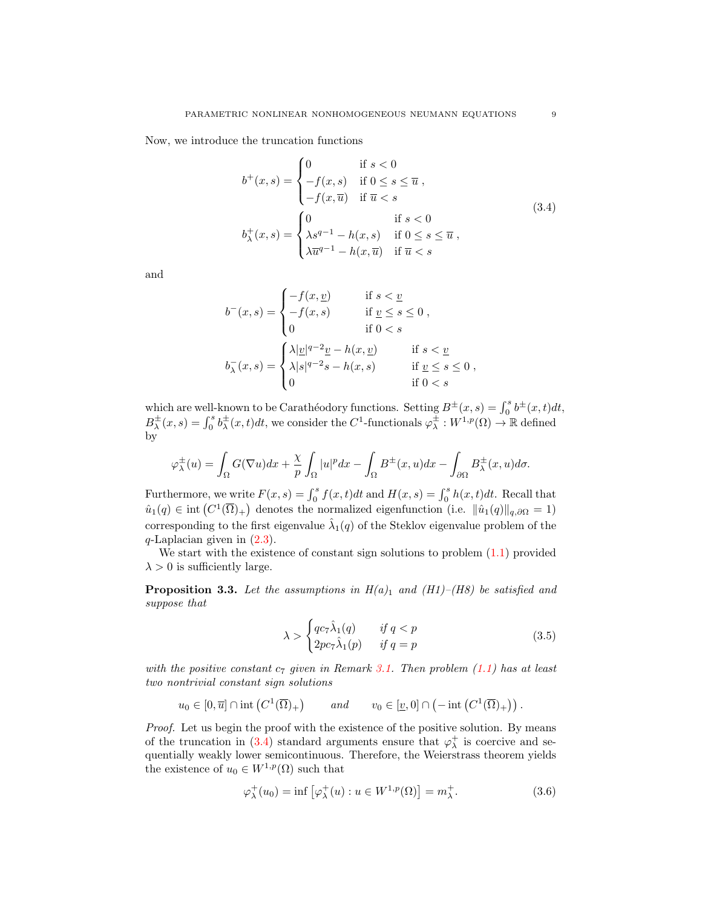Now, we introduce the truncation functions

$$
\begin{aligned}
b^+(x,s) &= \begin{cases} 0 & \text{if } s<0 \\ -f(x,s) & \text{if } 0\le s\le \overline{u} \\ -f(x,\overline{u}) & \text{if } \overline{u}<s \end{cases}, \\
b^+_\lambda(x,s) &= \begin{cases} 0 & \text{if } s<0 \\ \lambda s^{q-1}-h(x,s) & \text{if } 0\le s\le \overline{u} \\ \lambda \overline{u}^{q-1}-h(x,\overline{u}) & \text{if } \overline{u}<s \end{cases},
\end{aligned}
\tag{3.4}
$$

and

$$
b^-(x,s) = \begin{cases} -f(x,\underline{v}) & \text{if } s<\underline{v} \\ -f(x,s) & \text{if } \underline{v}\le s\le 0 \\ 0 & \text{if } 0<s \end{cases},
$$

$$
b^-_\lambda(x,s) = \begin{cases} \lambda|\underline{v}|^{q-2}\underline{v}-h(x,\underline{v}) & \text{if } s<\underline{v} \\ \lambda|s|^{q-2}s-h(x,s) & \text{if } \underline{v}\le s\le 0 \\ 0 & \text{if } 0<s \end{cases},
$$

which are well-known to be Carathéodory functions. Setting $B^\pm(x,s)=\int_0^s b^\pm(x,t)dt$, $B^\pm_\lambda(x,s)=\int_0^s b^\pm_\lambda(x,t)dt$, we consider the $C^1$-functionals $\varphi^\pm_\lambda : W^{1,p}(\Omega)\to\mathbb{R}$ defined by

$$
\varphi^\pm_\lambda(u)=\int_\Omega G(\nabla u)dx+\frac{\chi}{p}\int_\Omega |u|^p dx-\int_\Omega B^\pm(x,u)dx-\int_{\partial\Omega} B^\pm_\lambda(x,u)d\sigma.
$$

Furthermore, we write $F(x,s)=\int_0^s f(x,t)dt$ and $H(x,s)=\int_0^s h(x,t)dt$. Recall that $\hat{u}_1(q)\in \operatorname{int}\left(C^1(\overline{\Omega})_+\right)$ denotes the normalized eigenfunction (i.e. $\|\hat{u}_1(q)\|_{q,\partial\Omega}=1$) corresponding to the first eigenvalue $\hat{\lambda}_1(q)$ of the Steklov eigenvalue problem of the $q$-Laplacian given in (2.3).

We start with the existence of constant sign solutions to problem (1.1) provided $\lambda>0$ is sufficiently large.

**Proposition 3.3.** *Let the assumptions in $H(a)_1$ and (H1)–(H8) be satisfied and suppose that*

$$
\lambda > \begin{cases} qc_7\hat{\lambda}_1(q) & \text{if } q<p \\ 2pc_7\hat{\lambda}_1(p) & \text{if } q=p \end{cases}
\tag{3.5}
$$

*with the positive constant $c_7$ given in Remark 3.1. Then problem (1.1) has at least two nontrivial constant sign solutions*

$$
u_0\in[0,\overline{u}]\cap \operatorname{int}\left(C^1(\overline{\Omega})_+\right) \qquad \textit{and} \qquad v_0\in[\underline{v},0]\cap\left(-\operatorname{int}\left(C^1(\overline{\Omega})_+\right)\right).
$$

*Proof.* Let us begin the proof with the existence of the positive solution. By means of the truncation in (3.4) standard arguments ensure that $\varphi^+_\lambda$ is coercive and sequentially weakly lower semicontinuous. Therefore, the Weierstrass theorem yields the existence of $u_0\in W^{1,p}(\Omega)$ such that

$$
\varphi^+_\lambda(u_0)=\inf\left[\varphi^+_\lambda(u) : u\in W^{1,p}(\Omega)\right]=m^+_\lambda.
\tag{3.6}
$$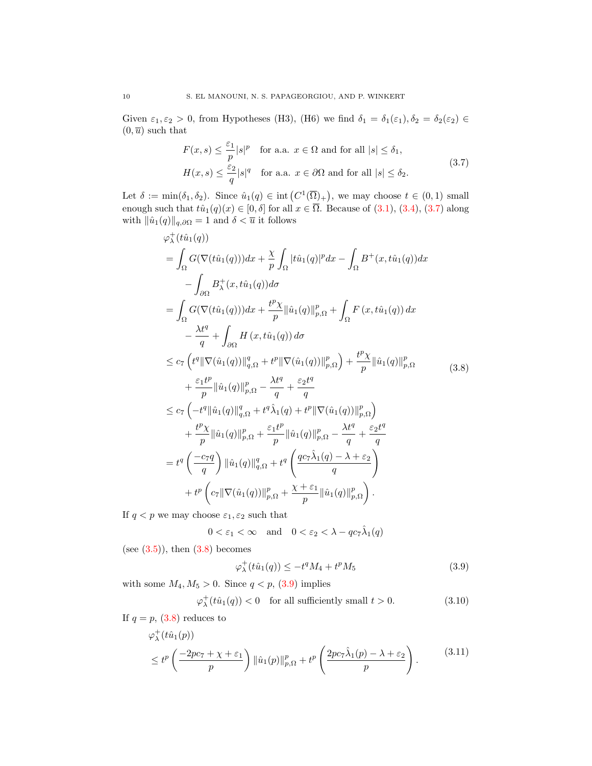Given $\varepsilon_1, \varepsilon_2 > 0$, from Hypotheses (H3), (H6) we find $\delta_1 = \delta_1(\varepsilon_1), \delta_2 = \delta_2(\varepsilon_2) \in (0, \overline{u})$ such that

$$
\begin{aligned}
F(x,s) &\leq \frac{\varepsilon_1}{p}|s|^p \quad \text{for a.a. } x \in \Omega \text{ and for all } |s| \leq \delta_1, \\
H(x,s) &\leq \frac{\varepsilon_2}{q}|s|^q \quad \text{for a.a. } x \in \partial\Omega \text{ and for all } |s| \leq \delta_2.
\end{aligned}
\tag{3.7}
$$

Let $\delta := \min(\delta_1, \delta_2)$. Since $\hat{u}_1(q) \in \operatorname{int}\left(C^1(\overline{\Omega})_+\right)$, we may choose $t \in (0,1)$ small enough such that $t\hat{u}_1(q)(x) \in [0, \delta]$ for all $x \in \overline{\Omega}$. Because of (3.1), (3.4), (3.7) along with $\|\hat{u}_1(q)\|_{q,\partial\Omega} = 1$ and $\delta < \overline{u}$ it follows

$$
\begin{aligned}
&\varphi_\lambda^+(t\hat{u}_1(q)) \\
&= \int_\Omega G(\nabla(t\hat{u}_1(q)))dx + \frac{\chi}{p}\int_\Omega |t\hat{u}_1(q)|^p dx - \int_\Omega B^+(x, t\hat{u}_1(q))dx \\
&\quad - \int_{\partial\Omega} B_\lambda^+(x, t\hat{u}_1(q))d\sigma \\
&= \int_\Omega G(\nabla(t\hat{u}_1(q)))dx + \frac{t^p\chi}{p}\|\hat{u}_1(q)\|_{p,\Omega}^p + \int_\Omega F\left(x, t\hat{u}_1(q)\right)dx \\
&\quad - \frac{\lambda t^q}{q} + \int_{\partial\Omega} H\left(x, t\hat{u}_1(q)\right)d\sigma \\
&\leq c_7\left(t^q\|\nabla(\hat{u}_1(q))\|_{q,\Omega}^q + t^p\|\nabla(\hat{u}_1(q))\|_{p,\Omega}^p\right) + \frac{t^p\chi}{p}\|\hat{u}_1(q)\|_{p,\Omega}^p \\
&\quad + \frac{\varepsilon_1 t^p}{p}\|\hat{u}_1(q)\|_{p,\Omega}^p - \frac{\lambda t^q}{q} + \frac{\varepsilon_2 t^q}{q} \\
&\leq c_7\left(-t^q\|\hat{u}_1(q)\|_{q,\Omega}^q + t^q\hat{\lambda}_1(q) + t^p\|\nabla(\hat{u}_1(q))\|_{p,\Omega}^p\right) \\
&\quad + \frac{t^p\chi}{p}\|\hat{u}_1(q)\|_{p,\Omega}^p + \frac{\varepsilon_1 t^p}{p}\|\hat{u}_1(q)\|_{p,\Omega}^p - \frac{\lambda t^q}{q} + \frac{\varepsilon_2 t^q}{q} \\
&= t^q\left(\frac{-c_7 q}{q}\right)\|\hat{u}_1(q)\|_{q,\Omega}^q + t^q\left(\frac{qc_7\hat{\lambda}_1(q) - \lambda + \varepsilon_2}{q}\right) \\
&\quad + t^p\left(c_7\|\nabla(\hat{u}_1(q))\|_{p,\Omega}^p + \frac{\chi + \varepsilon_1}{p}\|\hat{u}_1(q)\|_{p,\Omega}^p\right).
\end{aligned}
\tag{3.8}
$$

If $q < p$ we may choose $\varepsilon_1, \varepsilon_2$ such that

$$
0 < \varepsilon_1 < \infty \quad \text{and} \quad 0 < \varepsilon_2 < \lambda - qc_7\hat{\lambda}_1(q)
$$

(see (3.5)), then (3.8) becomes

$$
\varphi_\lambda^+(t\hat{u}_1(q)) \leq -t^q M_4 + t^p M_5 \tag{3.9}
$$

with some $M_4, M_5 > 0$. Since $q < p$, (3.9) implies

$$
\varphi_\lambda^+(t\hat{u}_1(q)) < 0 \quad \text{for all sufficiently small } t > 0. \tag{3.10}
$$

If $q = p$, (3.8) reduces to

$$
\begin{aligned}
&\varphi_\lambda^+(t\hat{u}_1(p)) \\
&\leq t^p\left(\frac{-2pc_7 + \chi + \varepsilon_1}{p}\right)\|\hat{u}_1(p)\|_{p,\Omega}^p + t^p\left(\frac{2pc_7\hat{\lambda}_1(p) - \lambda + \varepsilon_2}{p}\right).
\end{aligned}
\tag{3.11}
$$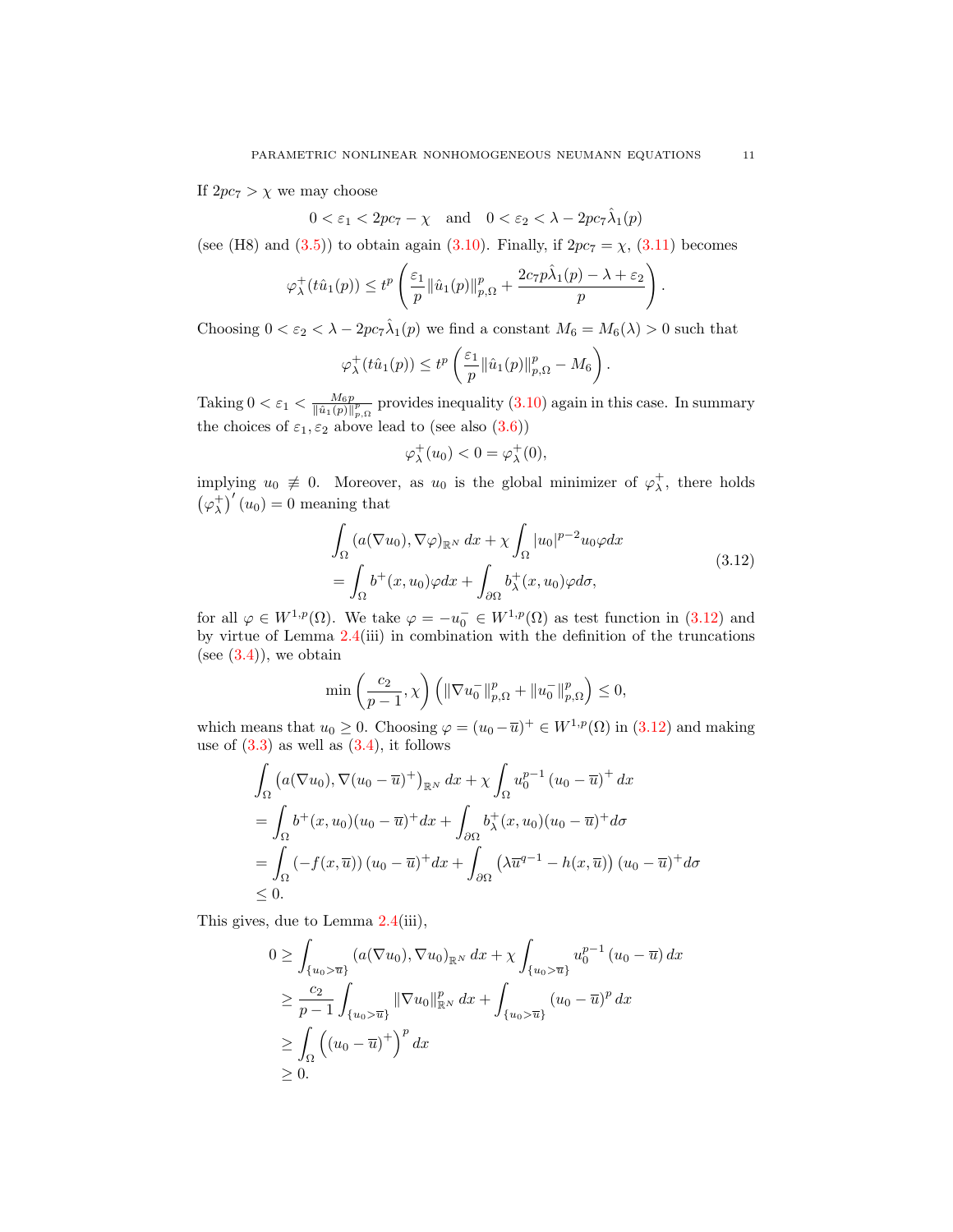If $2pc_7 > \chi$ we may choose

$$0 < \varepsilon_1 < 2pc_7 - \chi \quad \text{and} \quad 0 < \varepsilon_2 < \lambda - 2pc_7\hat{\lambda}_1(p)$$

(see (H8) and (3.5)) to obtain again (3.10). Finally, if $2pc_7 = \chi$, (3.11) becomes

$$\varphi_\lambda^+(t\hat{u}_1(p)) \leq t^p \left( \frac{\varepsilon_1}{p} \|\hat{u}_1(p)\|_{p,\Omega}^p + \frac{2c_7 p\hat{\lambda}_1(p) - \lambda + \varepsilon_2}{p} \right).$$

Choosing $0 < \varepsilon_2 < \lambda - 2pc_7\hat{\lambda}_1(p)$ we find a constant $M_6 = M_6(\lambda) > 0$ such that

$$\varphi_\lambda^+(t\hat{u}_1(p)) \leq t^p \left( \frac{\varepsilon_1}{p} \|\hat{u}_1(p)\|_{p,\Omega}^p - M_6 \right).$$

Taking $0 < \varepsilon_1 < \frac{M_6 p}{\|\hat{u}_1(p)\|_{p,\Omega}^p}$ provides inequality (3.10) again in this case. In summary the choices of $\varepsilon_1, \varepsilon_2$ above lead to (see also (3.6))

$$\varphi_\lambda^+(u_0) < 0 = \varphi_\lambda^+(0),$$

implying $u_0 \not\equiv 0$. Moreover, as $u_0$ is the global minimizer of $\varphi_\lambda^+$, there holds $\left(\varphi_\lambda^+\right)'(u_0) = 0$ meaning that

$$\begin{aligned}
&\int_\Omega (a(\nabla u_0), \nabla \varphi)_{\mathbb{R}^N} \, dx + \chi \int_\Omega |u_0|^{p-2} u_0 \varphi dx \\
&= \int_\Omega b^+(x, u_0)\varphi dx + \int_{\partial\Omega} b_\lambda^+(x, u_0)\varphi d\sigma,
\end{aligned} \tag{3.12}$$

for all $\varphi \in W^{1,p}(\Omega)$. We take $\varphi = -u_0^- \in W^{1,p}(\Omega)$ as test function in (3.12) and by virtue of Lemma 2.4(iii) in combination with the definition of the truncations (see (3.4)), we obtain

$$\min\left(\frac{c_2}{p-1}, \chi\right) \left( \|\nabla u_0^-\|_{p,\Omega}^p + \|u_0^-\|_{p,\Omega}^p \right) \leq 0,$$

which means that $u_0 \geq 0$. Choosing $\varphi = (u_0 - \overline{u})^+ \in W^{1,p}(\Omega)$ in (3.12) and making use of (3.3) as well as (3.4), it follows

$$\begin{aligned}
&\int_\Omega \left(a(\nabla u_0), \nabla (u_0 - \overline{u})^+\right)_{\mathbb{R}^N} dx + \chi \int_\Omega u_0^{p-1} (u_0 - \overline{u})^+ dx \\
&= \int_\Omega b^+(x, u_0)(u_0 - \overline{u})^+ dx + \int_{\partial\Omega} b_\lambda^+(x, u_0)(u_0 - \overline{u})^+ d\sigma \\
&= \int_\Omega (-f(x, \overline{u})) (u_0 - \overline{u})^+ dx + \int_{\partial\Omega} \left(\lambda \overline{u}^{q-1} - h(x, \overline{u})\right)(u_0 - \overline{u})^+ d\sigma \\
&\leq 0.
\end{aligned}$$

This gives, due to Lemma 2.4(iii),

$$\begin{aligned}
0 &\geq \int_{\{u_0 > \overline{u}\}} (a(\nabla u_0), \nabla u_0)_{\mathbb{R}^N} \, dx + \chi \int_{\{u_0 > \overline{u}\}} u_0^{p-1} (u_0 - \overline{u}) \, dx \\
&\geq \frac{c_2}{p-1} \int_{\{u_0 > \overline{u}\}} \|\nabla u_0\|_{\mathbb{R}^N}^p \, dx + \int_{\{u_0 > \overline{u}\}} (u_0 - \overline{u})^p \, dx \\
&\geq \int_\Omega \left( (u_0 - \overline{u})^+ \right)^p dx \\
&\geq 0.
\end{aligned}$$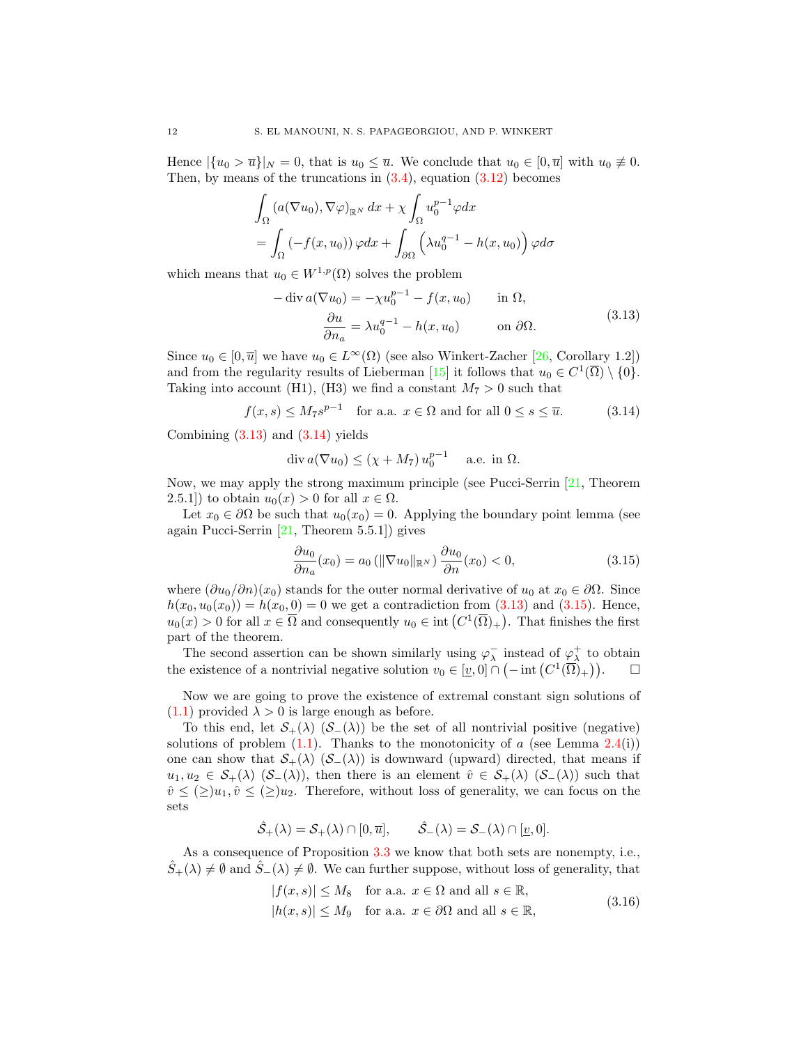Hence $|\{u_0 > \overline{u}\}|_N = 0$, that is $u_0 \leq \overline{u}$. We conclude that $u_0 \in [0, \overline{u}]$ with $u_0 \not\equiv 0$. Then, by means of the truncations in (3.4), equation (3.12) becomes

$$
\begin{aligned}
&\int_\Omega (a(\nabla u_0), \nabla \varphi)_{\mathbb{R}^N}\, dx + \chi \int_\Omega u_0^{p-1} \varphi dx \\
&= \int_\Omega \left(-f(x,u_0)\right) \varphi dx + \int_{\partial\Omega} \left(\lambda u_0^{q-1} - h(x,u_0)\right) \varphi d\sigma
\end{aligned}
$$

which means that $u_0 \in W^{1,p}(\Omega)$ solves the problem

$$
\begin{aligned}
-\operatorname{div} a(\nabla u_0) &= -\chi u_0^{p-1} - f(x,u_0) \qquad &&\text{in } \Omega,\\
\frac{\partial u}{\partial n_a} &= \lambda u_0^{q-1} - h(x,u_0) &&\text{on } \partial\Omega.
\end{aligned}
\tag{3.13}
$$

Since $u_0 \in [0, \overline{u}]$ we have $u_0 \in L^\infty(\Omega)$ (see also Winkert-Zacher [26, Corollary 1.2]) and from the regularity results of Lieberman [15] it follows that $u_0 \in C^1(\overline{\Omega}) \setminus \{0\}$. Taking into account (H1), (H3) we find a constant $M_7 > 0$ such that

$$
f(x,s) \leq M_7 s^{p-1} \quad \text{for a.a. } x \in \Omega \text{ and for all } 0 \leq s \leq \overline{u}. \tag{3.14}
$$

Combining (3.13) and (3.14) yields

$$
\operatorname{div} a(\nabla u_0) \leq (\chi + M_7)\, u_0^{p-1} \quad \text{ a.e. in } \Omega.
$$

Now, we may apply the strong maximum principle (see Pucci-Serrin [21, Theorem 2.5.1]) to obtain $u_0(x) > 0$ for all $x \in \Omega$.

Let $x_0 \in \partial\Omega$ be such that $u_0(x_0) = 0$. Applying the boundary point lemma (see again Pucci-Serrin [21, Theorem 5.5.1]) gives

$$
\frac{\partial u_0}{\partial n_a}(x_0) = a_0\left(\|\nabla u_0\|_{\mathbb{R}^N}\right) \frac{\partial u_0}{\partial n}(x_0) < 0, \tag{3.15}
$$

where $(\partial u_0/\partial n)(x_0)$ stands for the outer normal derivative of $u_0$ at $x_0 \in \partial\Omega$. Since $h(x_0, u_0(x_0)) = h(x_0, 0) = 0$ we get a contradiction from (3.13) and (3.15). Hence, $u_0(x) > 0$ for all $x \in \overline{\Omega}$ and consequently $u_0 \in \operatorname{int}\left(C^1(\overline{\Omega})_+\right)$. That finishes the first part of the theorem.

The second assertion can be shown similarly using $\varphi_\lambda^-$ instead of $\varphi_\lambda^+$ to obtain the existence of a nontrivial negative solution $v_0 \in [\underline{v}, 0] \cap \left(-\operatorname{int}\left(C^1(\overline{\Omega})_+\right)\right)$. $\square$

Now we are going to prove the existence of extremal constant sign solutions of (1.1) provided $\lambda > 0$ is large enough as before.

To this end, let $\mathcal{S}_+(\lambda)$ $(\mathcal{S}_-(\lambda))$ be the set of all nontrivial positive (negative) solutions of problem (1.1). Thanks to the monotonicity of $a$ (see Lemma 2.4(i)) one can show that $\mathcal{S}_+(\lambda)$ $(\mathcal{S}_-(\lambda))$ is downward (upward) directed, that means if $u_1, u_2 \in \mathcal{S}_+(\lambda)$ $(\mathcal{S}_-(\lambda))$, then there is an element $\hat{v} \in \mathcal{S}_+(\lambda)$ $(\mathcal{S}_-(\lambda))$ such that $\hat{v} \leq (\geq) u_1, \hat{v} \leq (\geq) u_2$. Therefore, without loss of generality, we can focus on the sets

$$
\hat{\mathcal{S}}_+(\lambda) = \mathcal{S}_+(\lambda) \cap [0, \overline{u}], \qquad \hat{\mathcal{S}}_-(\lambda) = \mathcal{S}_-(\lambda) \cap [\underline{v}, 0].
$$

As a consequence of Proposition 3.3 we know that both sets are nonempty, i.e., $\hat{S}_+(\lambda) \neq \emptyset$ and $\hat{S}_-(\lambda) \neq \emptyset$. We can further suppose, without loss of generality, that

$$
\begin{aligned}
|f(x,s)| &\leq M_8 \quad \text{for a.a. } x \in \Omega \text{ and all } s \in \mathbb{R},\\
|h(x,s)| &\leq M_9 \quad \text{for a.a. } x \in \partial\Omega \text{ and all } s \in \mathbb{R},
\end{aligned}
\tag{3.16}
$$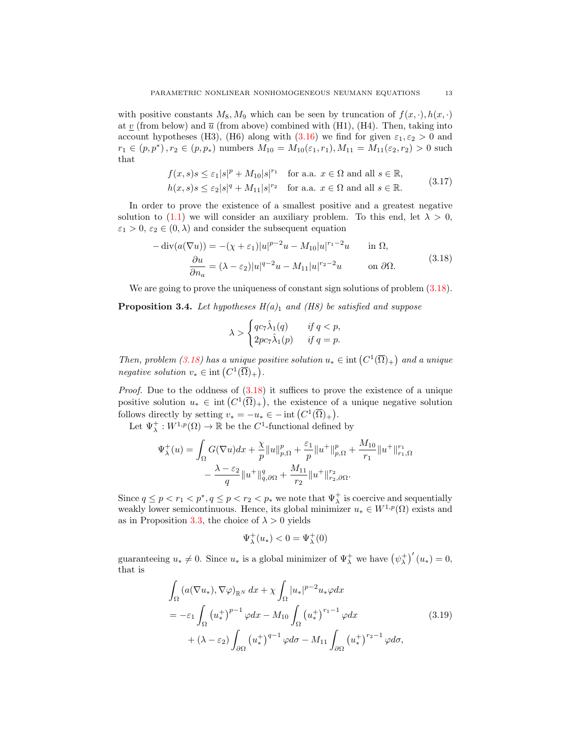with positive constants $M_8, M_9$ which can be seen by truncation of $f(x,\cdot), h(x,\cdot)$ at $\underline{v}$ (from below) and $\overline{u}$ (from above) combined with (H1), (H4). Then, taking into account hypotheses (H3), (H6) along with (3.16) we find for given $\varepsilon_1, \varepsilon_2 > 0$ and $r_1 \in (p, p^*), r_2 \in (p, p_*)$ numbers $M_{10} = M_{10}(\varepsilon_1, r_1), M_{11} = M_{11}(\varepsilon_2, r_2) > 0$ such that

$$
\begin{aligned}
f(x,s)s &\leq \varepsilon_1 |s|^p + M_{10}|s|^{r_1} \quad \text{for a.a. } x \in \Omega \text{ and all } s \in \mathbb{R}, \\
h(x,s)s &\leq \varepsilon_2 |s|^q + M_{11}|s|^{r_2} \quad \text{for a.a. } x \in \Omega \text{ and all } s \in \mathbb{R}.
\end{aligned}
\tag{3.17}
$$

In order to prove the existence of a smallest positive and a greatest negative solution to (1.1) we will consider an auxiliary problem. To this end, let $\lambda > 0$, $\varepsilon_1 > 0$, $\varepsilon_2 \in (0, \lambda)$ and consider the subsequent equation

$$
\begin{aligned}
-\operatorname{div}(a(\nabla u)) &= -(\chi + \varepsilon_1)|u|^{p-2}u - M_{10}|u|^{r_1-2}u \qquad \text{in } \Omega, \\
\frac{\partial u}{\partial n_a} &= (\lambda - \varepsilon_2)|u|^{q-2}u - M_{11}|u|^{r_2-2}u \qquad \text{on } \partial\Omega.
\end{aligned}
\tag{3.18}
$$

We are going to prove the uniqueness of constant sign solutions of problem (3.18).

**Proposition 3.4.** *Let hypotheses $H(a)_1$ and (H8) be satisfied and suppose*

$$
\lambda > \begin{cases} qc_7\hat{\lambda}_1(q) & \text{if } q < p, \\ 2pc_7\hat{\lambda}_1(p) & \text{if } q = p. \end{cases}
$$

*Then, problem (3.18) has a unique positive solution $u_* \in \operatorname{int}\left(C^1(\overline{\Omega})_+\right)$ and a unique negative solution $v_* \in \operatorname{int}\left(C^1(\overline{\Omega})_+\right)$.*

*Proof.* Due to the oddness of (3.18) it suffices to prove the existence of a unique positive solution $u_* \in \operatorname{int}\left(C^1(\overline{\Omega})_+\right)$, the existence of a unique negative solution follows directly by setting $v_* = -u_* \in -\operatorname{int}\left(C^1(\overline{\Omega})_+\right)$.

Let $\Psi^+_\lambda : W^{1,p}(\Omega) \to \mathbb{R}$ be the $C^1$-functional defined by

$$
\begin{aligned}
\Psi^+_\lambda(u) = \int_\Omega G(\nabla u)dx &+ \frac{\chi}{p}\|u\|^p_{p,\Omega} + \frac{\varepsilon_1}{p}\|u^+\|^p_{p,\Omega} + \frac{M_{10}}{r_1}\|u^+\|^{r_1}_{r_1,\Omega} \\
&- \frac{\lambda - \varepsilon_2}{q}\|u^+\|^q_{q,\partial\Omega} + \frac{M_{11}}{r_2}\|u^+\|^{r_2}_{r_2,\partial\Omega}.
\end{aligned}
$$

Since $q \leq p < r_1 < p^*, q \leq p < r_2 < p_*$ we note that $\Psi^+_\lambda$ is coercive and sequentially weakly lower semicontinuous. Hence, its global minimizer $u_* \in W^{1,p}(\Omega)$ exists and as in Proposition 3.3, the choice of $\lambda > 0$ yields

$$
\Psi^+_\lambda(u_*) < 0 = \Psi^+_\lambda(0)
$$

guaranteeing $u_* \neq 0$. Since $u_*$ is a global minimizer of $\Psi^+_\lambda$ we have $\left(\psi^+_\lambda\right)'(u_*) = 0$, that is

$$
\begin{aligned}
&\int_\Omega (a(\nabla u_*), \nabla\varphi)_{\mathbb{R}^N}\, dx + \chi \int_\Omega |u_*|^{p-2}u_*\varphi dx \\
&= -\varepsilon_1 \int_\Omega \left(u^+_*\right)^{p-1}\varphi dx - M_{10}\int_\Omega \left(u^+_*\right)^{r_1-1}\varphi dx \\
&\quad + (\lambda - \varepsilon_2)\int_{\partial\Omega} \left(u^+_*\right)^{q-1}\varphi d\sigma - M_{11}\int_{\partial\Omega}\left(u^+_*\right)^{r_2-1}\varphi d\sigma,
\end{aligned}
\tag{3.19}
$$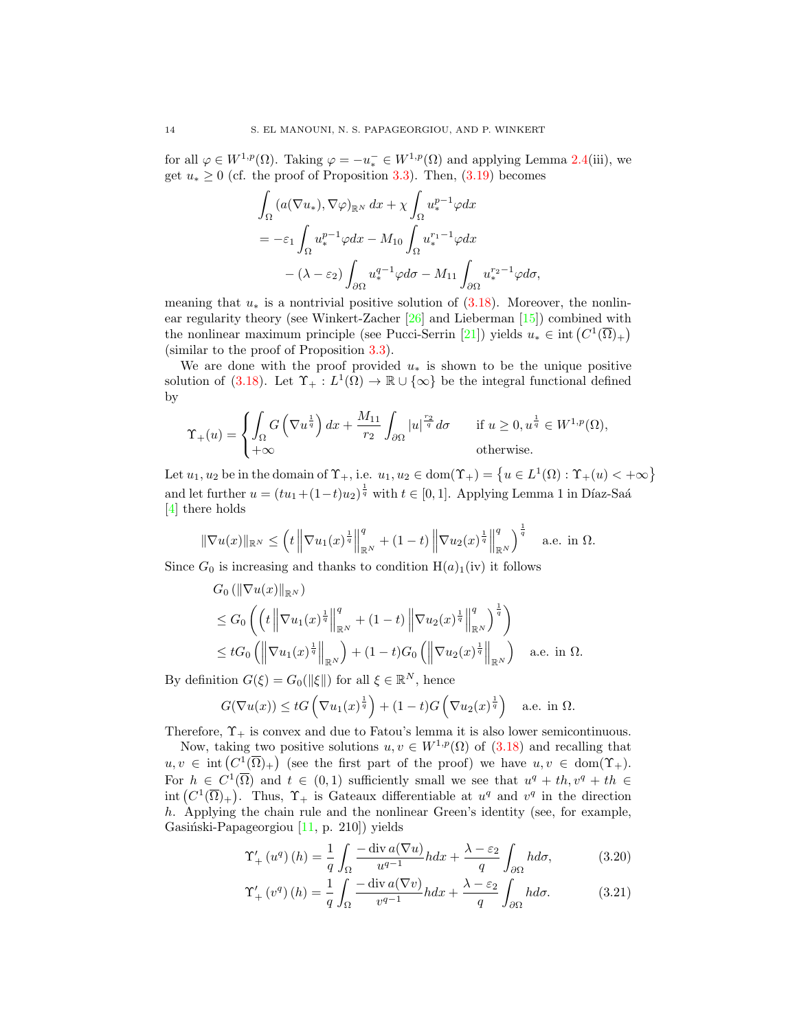for all $\varphi \in W^{1,p}(\Omega)$. Taking $\varphi = -u_*^- \in W^{1,p}(\Omega)$ and applying Lemma 2.4(iii), we get $u_* \geq 0$ (cf. the proof of Proposition 3.3). Then, (3.19) becomes

$$
\begin{aligned}
&\int_\Omega (a(\nabla u_*), \nabla \varphi)_{\mathbb{R}^N} \, dx + \chi \int_\Omega u_*^{p-1} \varphi dx \\
&= -\varepsilon_1 \int_\Omega u_*^{p-1} \varphi dx - M_{10} \int_\Omega u_*^{r_1 - 1} \varphi dx \\
&\quad - (\lambda - \varepsilon_2) \int_{\partial\Omega} u_*^{q-1} \varphi d\sigma - M_{11} \int_{\partial\Omega} u_*^{r_2 - 1} \varphi d\sigma,
\end{aligned}
$$

meaning that $u_*$ is a nontrivial positive solution of (3.18). Moreover, the nonlinear regularity theory (see Winkert-Zacher [26] and Lieberman [15]) combined with the nonlinear maximum principle (see Pucci-Serrin [21]) yields $u_* \in \operatorname{int}\left(C^1(\overline{\Omega})_+\right)$ (similar to the proof of Proposition 3.3).

We are done with the proof provided $u_*$ is shown to be the unique positive solution of (3.18). Let $\Upsilon_+ : L^1(\Omega) \to \mathbb{R} \cup \{\infty\}$ be the integral functional defined by

$$
\Upsilon_+(u) = \begin{cases} \displaystyle\int_\Omega G\left(\nabla u^{\frac{1}{q}}\right) dx + \frac{M_{11}}{r_2} \int_{\partial\Omega} |u|^{\frac{r_2}{q}} d\sigma & \text{if } u \geq 0, u^{\frac{1}{q}} \in W^{1,p}(\Omega), \\ +\infty & \text{otherwise.} \end{cases}
$$

Let $u_1, u_2$ be in the domain of $\Upsilon_+$, i.e. $u_1, u_2 \in \operatorname{dom}(\Upsilon_+) = \left\{u \in L^1(\Omega) : \Upsilon_+(u) < +\infty\right\}$ and let further $u = (tu_1 + (1-t)u_2)^{\frac{1}{q}}$ with $t \in [0,1]$. Applying Lemma 1 in Díaz-Saá [4] there holds

$$
\|\nabla u(x)\|_{\mathbb{R}^N} \leq \left(t \left\|\nabla u_1(x)^{\frac{1}{q}}\right\|_{\mathbb{R}^N}^q + (1-t) \left\|\nabla u_2(x)^{\frac{1}{q}}\right\|_{\mathbb{R}^N}^q\right)^{\frac{1}{q}} \quad \text{a.e. in } \Omega.
$$

Since $G_0$ is increasing and thanks to condition H$(a)_1$(iv) it follows

$$
\begin{aligned}
&G_0\left(\|\nabla u(x)\|_{\mathbb{R}^N}\right) \\
&\leq G_0\left(\left(t \left\|\nabla u_1(x)^{\frac{1}{q}}\right\|_{\mathbb{R}^N}^q + (1-t) \left\|\nabla u_2(x)^{\frac{1}{q}}\right\|_{\mathbb{R}^N}^q\right)^{\frac{1}{q}}\right) \\
&\leq t G_0\left(\left\|\nabla u_1(x)^{\frac{1}{q}}\right\|_{\mathbb{R}^N}\right) + (1-t) G_0\left(\left\|\nabla u_2(x)^{\frac{1}{q}}\right\|_{\mathbb{R}^N}\right) \quad \text{a.e. in } \Omega.
\end{aligned}
$$

By definition $G(\xi) = G_0(\|\xi\|)$ for all $\xi \in \mathbb{R}^N$, hence

$$
G(\nabla u(x)) \leq t G\left(\nabla u_1(x)^{\frac{1}{q}}\right) + (1-t) G\left(\nabla u_2(x)^{\frac{1}{q}}\right) \quad \text{a.e. in } \Omega.
$$

Therefore, $\Upsilon_+$ is convex and due to Fatou's lemma it is also lower semicontinuous.

Now, taking two positive solutions $u, v \in W^{1,p}(\Omega)$ of (3.18) and recalling that $u, v \in \operatorname{int}\left(C^1(\overline{\Omega})_+\right)$ (see the first part of the proof) we have $u, v \in \operatorname{dom}(\Upsilon_+)$. For $h \in C^1(\overline{\Omega})$ and $t \in (0,1)$ sufficiently small we see that $u^q + th, v^q + th \in \operatorname{int}\left(C^1(\overline{\Omega})_+\right)$. Thus, $\Upsilon_+$ is Gateaux differentiable at $u^q$ and $v^q$ in the direction $h$. Applying the chain rule and the nonlinear Green's identity (see, for example, Gasiński-Papageorgiou [11, p. 210]) yields

$$
\Upsilon_+'\left(u^q\right)(h) = \frac{1}{q} \int_\Omega \frac{-\operatorname{div} a(\nabla u)}{u^{q-1}} h dx + \frac{\lambda - \varepsilon_2}{q} \int_{\partial\Omega} h d\sigma, \tag{3.20}
$$

$$
\Upsilon_+'\left(v^q\right)(h) = \frac{1}{q} \int_\Omega \frac{-\operatorname{div} a(\nabla v)}{v^{q-1}} h dx + \frac{\lambda - \varepsilon_2}{q} \int_{\partial\Omega} h d\sigma. \tag{3.21}
$$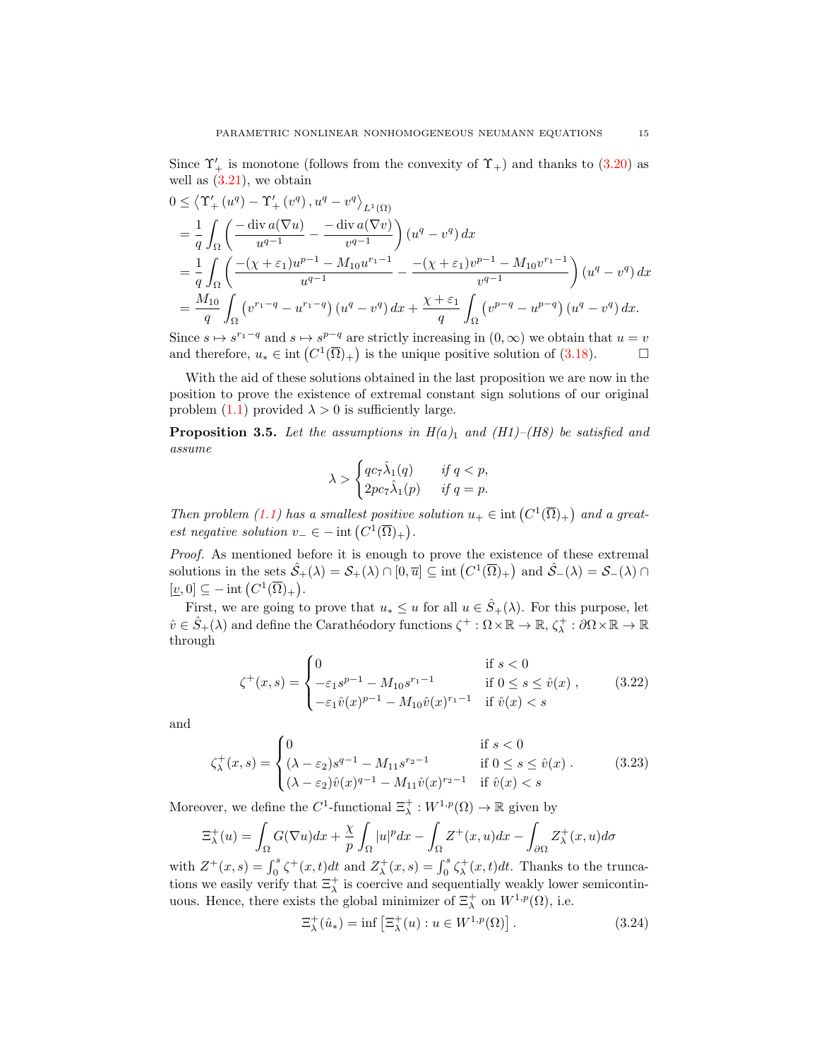Since $\Upsilon_+'$ is monotone (follows from the convexity of $\Upsilon_+$) and thanks to (3.20) as well as (3.21), we obtain

$$
\begin{aligned}
0 &\leq \left\langle \Upsilon_+'\left(u^q\right) - \Upsilon_+'\left(v^q\right), u^q - v^q \right\rangle_{L^1(\Omega)} \\
&= \frac{1}{q} \int_\Omega \left( \frac{-\operatorname{div} a(\nabla u)}{u^{q-1}} - \frac{-\operatorname{div} a(\nabla v)}{v^{q-1}} \right) \left(u^q - v^q\right) dx \\
&= \frac{1}{q} \int_\Omega \left( \frac{-(\chi+\varepsilon_1)u^{p-1} - M_{10}u^{r_1-1}}{u^{q-1}} - \frac{-(\chi+\varepsilon_1)v^{p-1} - M_{10}v^{r_1-1}}{v^{q-1}} \right) \left(u^q - v^q\right) dx \\
&= \frac{M_{10}}{q} \int_\Omega \left(v^{r_1-q} - u^{r_1-q}\right)\left(u^q - v^q\right) dx + \frac{\chi+\varepsilon_1}{q} \int_\Omega \left(v^{p-q} - u^{p-q}\right)\left(u^q - v^q\right) dx.
\end{aligned}
$$

Since $s \mapsto s^{r_1-q}$ and $s \mapsto s^{p-q}$ are strictly increasing in $(0,\infty)$ we obtain that $u = v$ and therefore, $u_* \in \operatorname{int}\left(C^1(\overline{\Omega})_+\right)$ is the unique positive solution of (3.18). $\square$

With the aid of these solutions obtained in the last proposition we are now in the position to prove the existence of extremal constant sign solutions of our original problem (1.1) provided $\lambda > 0$ is sufficiently large.

**Proposition 3.5.** *Let the assumptions in $H(a)_1$ and (H1)–(H8) be satisfied and assume*

$$
\lambda > \begin{cases} qc_7\hat{\lambda}_1(q) & \text{if } q < p, \\ 2pc_7\hat{\lambda}_1(p) & \text{if } q = p. \end{cases}
$$

*Then problem (1.1) has a smallest positive solution $u_+ \in \operatorname{int}\left(C^1(\overline{\Omega})_+\right)$ and a greatest negative solution $v_- \in -\operatorname{int}\left(C^1(\overline{\Omega})_+\right)$.*

*Proof.* As mentioned before it is enough to prove the existence of these extremal solutions in the sets $\hat{\mathcal{S}}_+(\lambda) = \mathcal{S}_+(\lambda) \cap [0,\overline{u}] \subseteq \operatorname{int}\left(C^1(\overline{\Omega})_+\right)$ and $\hat{\mathcal{S}}_-(\lambda) = \mathcal{S}_-(\lambda) \cap [\underline{v},0] \subseteq -\operatorname{int}\left(C^1(\overline{\Omega})_+\right)$.

First, we are going to prove that $u_* \leq u$ for all $u \in \hat{S}_+(\lambda)$. For this purpose, let $\hat{v} \in \hat{S}_+(\lambda)$ and define the Carathéodory functions $\zeta^+ : \Omega \times \mathbb{R} \to \mathbb{R}$, $\zeta_\lambda^+ : \partial\Omega \times \mathbb{R} \to \mathbb{R}$ through

$$
\zeta^+(x,s) = \begin{cases} 0 & \text{if } s < 0 \\ -\varepsilon_1 s^{p-1} - M_{10}s^{r_1-1} & \text{if } 0 \leq s \leq \hat{v}(x) \\ -\varepsilon_1 \hat{v}(x)^{p-1} - M_{10}\hat{v}(x)^{r_1-1} & \text{if } \hat{v}(x) < s \end{cases}, \tag{3.22}
$$

and

$$
\zeta_\lambda^+(x,s) = \begin{cases} 0 & \text{if } s < 0 \\ (\lambda - \varepsilon_2)s^{q-1} - M_{11}s^{r_2-1} & \text{if } 0 \leq s \leq \hat{v}(x) \\ (\lambda - \varepsilon_2)\hat{v}(x)^{q-1} - M_{11}\hat{v}(x)^{r_2-1} & \text{if } \hat{v}(x) < s \end{cases}. \tag{3.23}
$$

Moreover, we define the $C^1$-functional $\Xi_\lambda^+ : W^{1,p}(\Omega) \to \mathbb{R}$ given by

$$
\Xi_\lambda^+(u) = \int_\Omega G(\nabla u)dx + \frac{\chi}{p}\int_\Omega |u|^p dx - \int_\Omega Z^+(x,u)dx - \int_{\partial\Omega} Z_\lambda^+(x,u)d\sigma
$$

with $Z^+(x,s) = \int_0^s \zeta^+(x,t)dt$ and $Z_\lambda^+(x,s) = \int_0^s \zeta_\lambda^+(x,t)dt$. Thanks to the truncations we easily verify that $\Xi_\lambda^+$ is coercive and sequentially weakly lower semicontinuous. Hence, there exists the global minimizer of $\Xi_\lambda^+$ on $W^{1,p}(\Omega)$, i.e.

$$
\Xi_\lambda^+(\hat{u}_*) = \inf\left[\Xi_\lambda^+(u) : u \in W^{1,p}(\Omega)\right]. \tag{3.24}
$$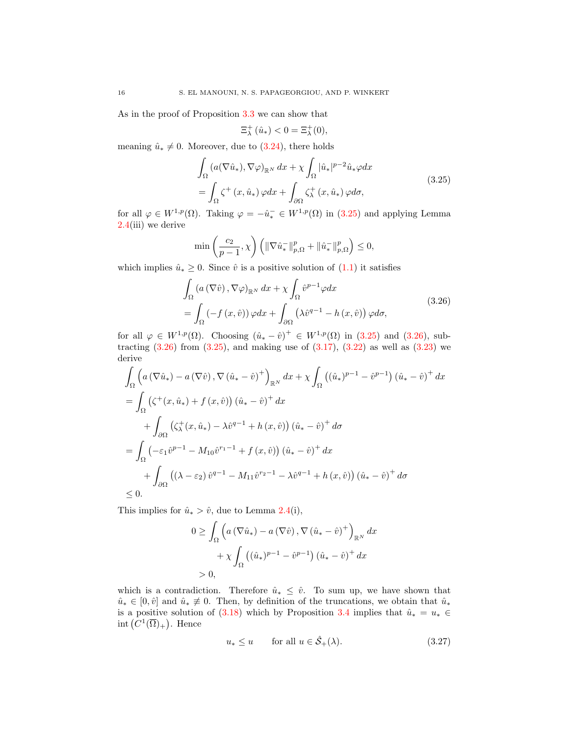As in the proof of Proposition 3.3 we can show that

$$\Xi_\lambda^+(\hat{u}_*) < 0 = \Xi_\lambda^+(0),$$

meaning $\hat{u}_* \neq 0$. Moreover, due to (3.24), there holds

$$\begin{aligned}
&\int_\Omega (a(\nabla \hat{u}_*), \nabla \varphi)_{\mathbb{R}^N}\, dx + \chi \int_\Omega |\hat{u}_*|^{p-2}\hat{u}_* \varphi dx \\
&= \int_\Omega \zeta^+(x, \hat{u}_*)\,\varphi dx + \int_{\partial\Omega} \zeta_\lambda^+(x, \hat{u}_*)\,\varphi d\sigma,
\end{aligned} \tag{3.25}$$

for all $\varphi \in W^{1,p}(\Omega)$. Taking $\varphi = -\hat{u}_*^- \in W^{1,p}(\Omega)$ in (3.25) and applying Lemma 2.4(iii) we derive

$$\min\left(\frac{c_2}{p-1}, \chi\right)\left(\|\nabla \hat{u}_*^-\|_{p,\Omega}^p + \|\hat{u}_*^-\|_{p,\Omega}^p\right) \leq 0,$$

which implies $\hat{u}_* \geq 0$. Since $\hat{v}$ is a positive solution of (1.1) it satisfies

$$\begin{aligned}
&\int_\Omega (a(\nabla \hat{v}), \nabla \varphi)_{\mathbb{R}^N}\, dx + \chi \int_\Omega \hat{v}^{p-1}\varphi dx \\
&= \int_\Omega (-f(x, \hat{v}))\,\varphi dx + \int_{\partial\Omega} \left(\lambda \hat{v}^{q-1} - h(x, \hat{v})\right)\varphi d\sigma,
\end{aligned} \tag{3.26}$$

for all $\varphi \in W^{1,p}(\Omega)$. Choosing $(\hat{u}_* - \hat{v})^+ \in W^{1,p}(\Omega)$ in (3.25) and (3.26), subtracting (3.26) from (3.25), and making use of (3.17), (3.22) as well as (3.23) we derive

$$\begin{aligned}
&\int_\Omega \left(a(\nabla \hat{u}_*) - a(\nabla \hat{v}), \nabla (\hat{u}_* - \hat{v})^+\right)_{\mathbb{R}^N} dx + \chi \int_\Omega \left((\hat{u}_*)^{p-1} - \hat{v}^{p-1}\right)(\hat{u}_* - \hat{v})^+ dx \\
&= \int_\Omega \left(\zeta^+(x, \hat{u}_*) + f(x, \hat{v})\right)(\hat{u}_* - \hat{v})^+ dx \\
&\quad + \int_{\partial\Omega} \left(\zeta_\lambda^+(x, \hat{u}_*) - \lambda \hat{v}^{q-1} + h(x, \hat{v})\right)(\hat{u}_* - \hat{v})^+ d\sigma \\
&= \int_\Omega \left(-\varepsilon_1 \hat{v}^{p-1} - M_{10}\hat{v}^{r_1-1} + f(x, \hat{v})\right)(\hat{u}_* - \hat{v})^+ dx \\
&\quad + \int_{\partial\Omega} \left((\lambda - \varepsilon_2)\,\hat{v}^{q-1} - M_{11}\hat{v}^{r_2-1} - \lambda \hat{v}^{q-1} + h(x, \hat{v})\right)(\hat{u}_* - \hat{v})^+ d\sigma \\
&\leq 0.
\end{aligned}$$

This implies for $\hat{u}_* > \hat{v}$, due to Lemma 2.4(i),

$$\begin{aligned}
0 \geq &\int_\Omega \left(a(\nabla \hat{u}_*) - a(\nabla \hat{v}), \nabla (\hat{u}_* - \hat{v})^+\right)_{\mathbb{R}^N} dx \\
&+ \chi \int_\Omega \left((\hat{u}_*)^{p-1} - \hat{v}^{p-1}\right)(\hat{u}_* - \hat{v})^+ dx \\
> &\ 0,
\end{aligned}$$

which is a contradiction. Therefore $\hat{u}_* \leq \hat{v}$. To sum up, we have shown that $\hat{u}_* \in [0, \hat{v}]$ and $\hat{u}_* \not\equiv 0$. Then, by definition of the truncations, we obtain that $\hat{u}_*$ is a positive solution of (3.18) which by Proposition 3.4 implies that $\hat{u}_* = u_* \in \operatorname{int}\left(C^1(\overline{\Omega})_+\right)$. Hence

$$u_* \leq u \qquad \text{for all } u \in \hat{\mathcal{S}}_+(\lambda). \tag{3.27}$$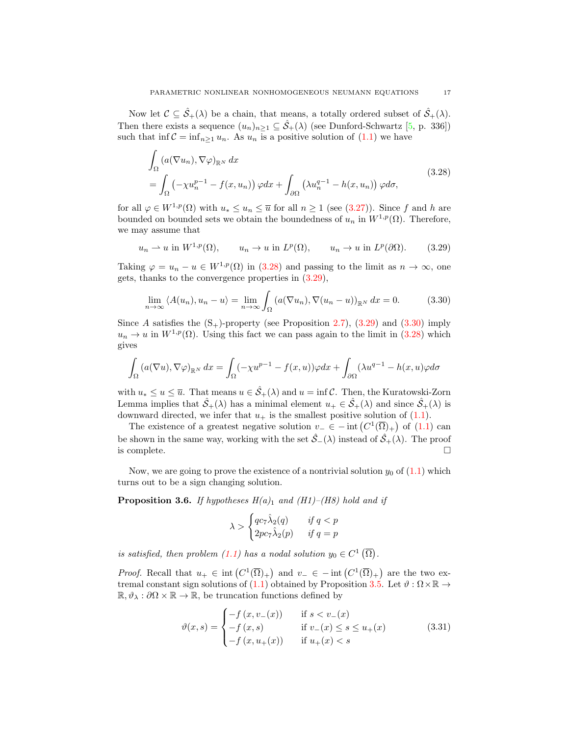Now let $\mathcal{C} \subseteq \hat{\mathcal{S}}_+(\lambda)$ be a chain, that means, a totally ordered subset of $\hat{\mathcal{S}}_+(\lambda)$. Then there exists a sequence $(u_n)_{n\geq 1} \subseteq \hat{\mathcal{S}}_+(\lambda)$ (see Dunford-Schwartz [5, p. 336]) such that $\inf \mathcal{C} = \inf_{n\geq 1} u_n$. As $u_n$ is a positive solution of (1.1) we have

$$
\begin{aligned}
&\int_\Omega (a(\nabla u_n), \nabla \varphi)_{\mathbb{R}^N}\, dx \\
&= \int_\Omega \left(-\chi u_n^{p-1} - f(x,u_n)\right) \varphi dx + \int_{\partial\Omega} \left(\lambda u_n^{q-1} - h(x,u_n)\right) \varphi d\sigma,
\end{aligned}
\tag{3.28}
$$

for all $\varphi \in W^{1,p}(\Omega)$ with $u_* \leq u_n \leq \overline{u}$ for all $n \geq 1$ (see (3.27)). Since $f$ and $h$ are bounded on bounded sets we obtain the boundedness of $u_n$ in $W^{1,p}(\Omega)$. Therefore, we may assume that

$$
u_n \rightharpoonup u \text{ in } W^{1,p}(\Omega), \qquad u_n \to u \text{ in } L^p(\Omega), \qquad u_n \to u \text{ in } L^p(\partial\Omega). \tag{3.29}
$$

Taking $\varphi = u_n - u \in W^{1,p}(\Omega)$ in (3.28) and passing to the limit as $n \to \infty$, one gets, thanks to the convergence properties in (3.29),

$$
\lim_{n\to\infty} \langle A(u_n), u_n - u\rangle = \lim_{n\to\infty} \int_\Omega (a(\nabla u_n), \nabla(u_n - u))_{\mathbb{R}^N}\, dx = 0. \tag{3.30}
$$

Since $A$ satisfies the $(\mathrm{S}_+)$-property (see Proposition 2.7), (3.29) and (3.30) imply $u_n \to u$ in $W^{1,p}(\Omega)$. Using this fact we can pass again to the limit in (3.28) which gives

$$
\int_\Omega (a(\nabla u), \nabla \varphi)_{\mathbb{R}^N}\, dx = \int_\Omega (-\chi u^{p-1} - f(x,u))\varphi dx + \int_{\partial\Omega} (\lambda u^{q-1} - h(x,u)\varphi d\sigma
$$

with $u_* \leq u \leq \overline{u}$. That means $u \in \hat{\mathcal{S}}_+(\lambda)$ and $u = \inf \mathcal{C}$. Then, the Kuratowski-Zorn Lemma implies that $\hat{\mathcal{S}}_+(\lambda)$ has a minimal element $u_+ \in \hat{\mathcal{S}}_+(\lambda)$ and since $\hat{\mathcal{S}}_+(\lambda)$ is downward directed, we infer that $u_+$ is the smallest positive solution of (1.1).

The existence of a greatest negative solution $v_- \in -\operatorname{int}\left(C^1(\overline{\Omega})_+\right)$ of (1.1) can be shown in the same way, working with the set $\hat{\mathcal{S}}_-(\lambda)$ instead of $\hat{\mathcal{S}}_+(\lambda)$. The proof is complete. $\square$

Now, we are going to prove the existence of a nontrivial solution $y_0$ of (1.1) which turns out to be a sign changing solution.

**Proposition 3.6.** *If hypotheses $H(a)_1$ and (H1)–(H8) hold and if*

$$
\lambda > \begin{cases} qc_7\hat{\lambda}_2(q) & \text{if } q < p \\ 2pc_7\hat{\lambda}_2(p) & \text{if } q = p \end{cases}
$$

*is satisfied, then problem (1.1) has a nodal solution $y_0 \in C^1\left(\overline{\Omega}\right)$.*

*Proof.* Recall that $u_+ \in \operatorname{int}\left(C^1(\overline{\Omega})_+\right)$ and $v_- \in -\operatorname{int}\left(C^1(\overline{\Omega})_+\right)$ are the two extremal constant sign solutions of (1.1) obtained by Proposition 3.5. Let $\vartheta : \Omega \times \mathbb{R} \to \mathbb{R}, \vartheta_\lambda : \partial\Omega \times \mathbb{R} \to \mathbb{R}$, be truncation functions defined by

$$
\vartheta(x,s) = \begin{cases} -f\left(x, v_-(x)\right) & \text{if } s < v_-(x) \\ -f\left(x, s\right) & \text{if } v_-(x) \leq s \leq u_+(x) \\ -f\left(x, u_+(x)\right) & \text{if } u_+(x) < s \end{cases} \tag{3.31}
$$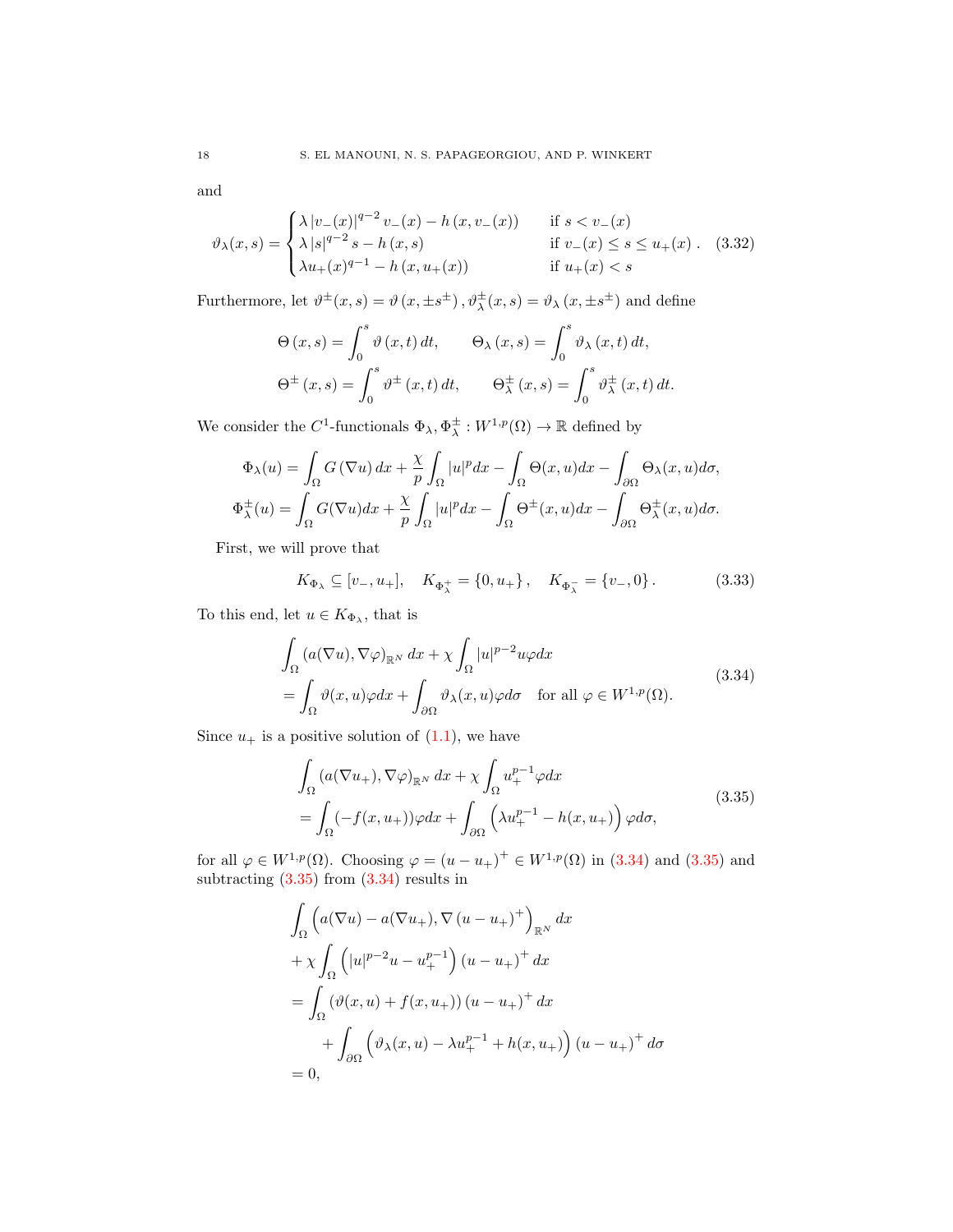and

$$
\vartheta_\lambda(x,s) = \begin{cases} \lambda \left|v_-(x)\right|^{q-2} v_-(x) - h\left(x, v_-(x)\right) & \text{if } s < v_-(x) \\ \lambda \left|s\right|^{q-2} s - h\left(x,s\right) & \text{if } v_-(x) \leq s \leq u_+(x) \\ \lambda u_+(x)^{q-1} - h\left(x, u_+(x)\right) & \text{if } u_+(x) < s \end{cases}. \tag{3.32}
$$

Furthermore, let $\vartheta^\pm(x,s) = \vartheta\left(x, \pm s^\pm\right), \vartheta_\lambda^\pm(x,s) = \vartheta_\lambda\left(x, \pm s^\pm\right)$ and define

$$
\begin{aligned}
\Theta\left(x,s\right) &= \int_0^s \vartheta\left(x,t\right) dt, \qquad \Theta_\lambda\left(x,s\right) = \int_0^s \vartheta_\lambda\left(x,t\right) dt, \\
\Theta^\pm\left(x,s\right) &= \int_0^s \vartheta^\pm\left(x,t\right) dt, \qquad \Theta_\lambda^\pm\left(x,s\right) = \int_0^s \vartheta_\lambda^\pm\left(x,t\right) dt.
\end{aligned}
$$

We consider the $C^1$-functionals $\Phi_\lambda, \Phi_\lambda^\pm : W^{1,p}(\Omega) \to \mathbb{R}$ defined by

$$
\begin{aligned}
\Phi_\lambda(u) &= \int_\Omega G\left(\nabla u\right) dx + \frac{\chi}{p} \int_\Omega |u|^p dx - \int_\Omega \Theta(x,u) dx - \int_{\partial\Omega} \Theta_\lambda(x,u) d\sigma, \\
\Phi_\lambda^\pm(u) &= \int_\Omega G(\nabla u) dx + \frac{\chi}{p} \int_\Omega |u|^p dx - \int_\Omega \Theta^\pm(x,u) dx - \int_{\partial\Omega} \Theta_\lambda^\pm(x,u) d\sigma.
\end{aligned}
$$

First, we will prove that

$$
K_{\Phi_\lambda} \subseteq [v_-, u_+], \quad K_{\Phi_\lambda^+} = \left\{0, u_+\right\}, \quad K_{\Phi_\lambda^-} = \left\{v_-, 0\right\}. \tag{3.33}
$$

To this end, let $u \in K_{\Phi_\lambda}$, that is

$$
\begin{aligned}
&\int_\Omega \left(a(\nabla u), \nabla \varphi\right)_{\mathbb{R}^N} dx + \chi \int_\Omega |u|^{p-2} u \varphi dx \\
&= \int_\Omega \vartheta(x,u) \varphi dx + \int_{\partial\Omega} \vartheta_\lambda(x,u) \varphi d\sigma \quad \text{for all } \varphi \in W^{1,p}(\Omega).
\end{aligned} \tag{3.34}
$$

Since $u_+$ is a positive solution of (1.1), we have

$$
\begin{aligned}
&\int_\Omega \left(a(\nabla u_+), \nabla \varphi\right)_{\mathbb{R}^N} dx + \chi \int_\Omega u_+^{p-1} \varphi dx \\
&= \int_\Omega (-f(x,u_+)) \varphi dx + \int_{\partial\Omega} \left(\lambda u_+^{p-1} - h(x,u_+)\right) \varphi d\sigma,
\end{aligned} \tag{3.35}
$$

for all $\varphi \in W^{1,p}(\Omega)$. Choosing $\varphi = (u - u_+)^+ \in W^{1,p}(\Omega)$ in (3.34) and (3.35) and subtracting (3.35) from (3.34) results in

$$
\begin{aligned}
&\int_\Omega \left(a(\nabla u) - a(\nabla u_+), \nabla\left(u - u_+\right)^+\right)_{\mathbb{R}^N} dx \\
&+ \chi \int_\Omega \left(|u|^{p-2} u - u_+^{p-1}\right) \left(u - u_+\right)^+ dx \\
&= \int_\Omega \left(\vartheta(x,u) + f(x,u_+)\right) \left(u - u_+\right)^+ dx \\
&\qquad + \int_{\partial\Omega} \left(\vartheta_\lambda(x,u) - \lambda u_+^{p-1} + h(x,u_+)\right) \left(u - u_+\right)^+ d\sigma \\
&= 0,
\end{aligned}
$$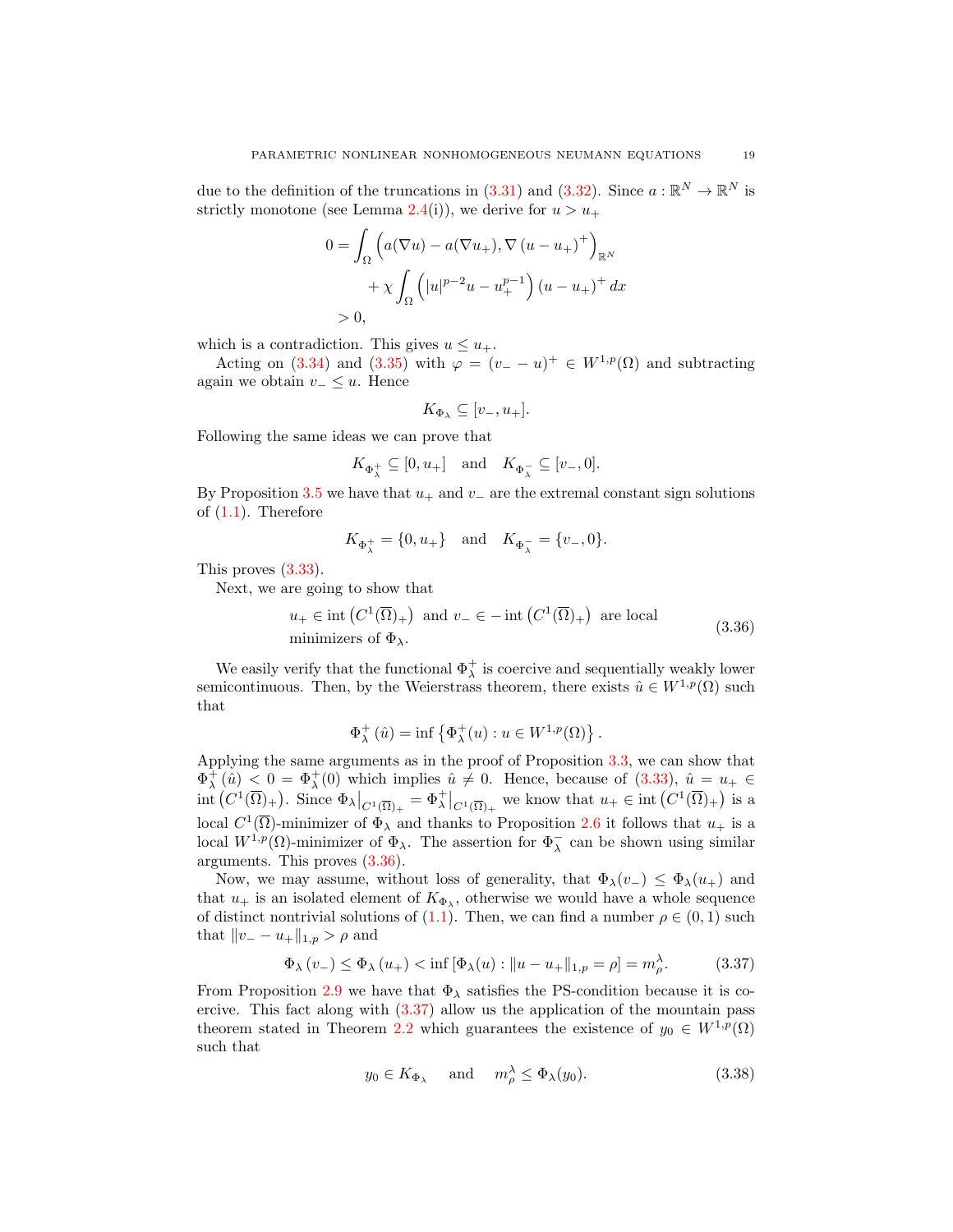due to the definition of the truncations in (3.31) and (3.32). Since $a : \mathbb{R}^N \to \mathbb{R}^N$ is strictly monotone (see Lemma 2.4(i)), we derive for $u > u_+$

$$
\begin{aligned}
0 &= \int_\Omega \left( a(\nabla u) - a(\nabla u_+), \nabla \left(u - u_+\right)^+ \right)_{\mathbb{R}^N} \\
&\qquad + \chi \int_\Omega \left( |u|^{p-2}u - u_+^{p-1} \right) \left(u - u_+\right)^+ dx \\
&> 0,
\end{aligned}
$$

which is a contradiction. This gives $u \le u_+$.

Acting on (3.34) and (3.35) with $\varphi = (v_- - u)^+ \in W^{1,p}(\Omega)$ and subtracting again we obtain $v_- \le u$. Hence

$$
K_{\Phi_\lambda} \subseteq [v_-, u_+].
$$

Following the same ideas we can prove that

$$
K_{\Phi_\lambda^+} \subseteq [0, u_+] \quad \text{and} \quad K_{\Phi_\lambda^-} \subseteq [v_-, 0].
$$

By Proposition 3.5 we have that $u_+$ and $v_-$ are the extremal constant sign solutions of (1.1). Therefore

$$
K_{\Phi_\lambda^+} = \{0, u_+\} \quad \text{and} \quad K_{\Phi_\lambda^-} = \{v_-, 0\}.
$$

This proves (3.33).

Next, we are going to show that

$$
\begin{aligned}
&u_+ \in \operatorname{int}\left(C^1(\overline{\Omega})_+\right) \text{ and } v_- \in -\operatorname{int}\left(C^1(\overline{\Omega})_+\right) \text{ are local} \\
&\text{minimizers of } \Phi_\lambda.
\end{aligned}
\tag{3.36}
$$

We easily verify that the functional $\Phi_\lambda^+$ is coercive and sequentially weakly lower semicontinuous. Then, by the Weierstrass theorem, there exists $\hat{u} \in W^{1,p}(\Omega)$ such that

$$
\Phi_\lambda^+(\hat{u}) = \inf\left\{\Phi_\lambda^+(u) : u \in W^{1,p}(\Omega)\right\}.
$$

Applying the same arguments as in the proof of Proposition 3.3, we can show that $\Phi_\lambda^+(\hat{u}) < 0 = \Phi_\lambda^+(0)$ which implies $\hat{u} \neq 0$. Hence, because of (3.33), $\hat{u} = u_+ \in \operatorname{int}\left(C^1(\overline{\Omega})_+\right)$. Since $\Phi_\lambda\big|_{C^1(\overline{\Omega})_+} = \Phi_\lambda^+\big|_{C^1(\overline{\Omega})_+}$ we know that $u_+ \in \operatorname{int}\left(C^1(\overline{\Omega})_+\right)$ is a local $C^1(\overline{\Omega})$-minimizer of $\Phi_\lambda$ and thanks to Proposition 2.6 it follows that $u_+$ is a local $W^{1,p}(\Omega)$-minimizer of $\Phi_\lambda$. The assertion for $\Phi_\lambda^-$ can be shown using similar arguments. This proves (3.36).

Now, we may assume, without loss of generality, that $\Phi_\lambda(v_-) \le \Phi_\lambda(u_+)$ and that $u_+$ is an isolated element of $K_{\Phi_\lambda}$, otherwise we would have a whole sequence of distinct nontrivial solutions of (1.1). Then, we can find a number $\rho \in (0,1)$ such that $\|v_- - u_+\|_{1,p} > \rho$ and

$$
\Phi_\lambda(v_-) \le \Phi_\lambda(u_+) < \inf\left[\Phi_\lambda(u) : \|u - u_+\|_{1,p} = \rho\right] = m_\rho^\lambda.
\tag{3.37}
$$

From Proposition 2.9 we have that $\Phi_\lambda$ satisfies the PS-condition because it is coercive. This fact along with (3.37) allow us the application of the mountain pass theorem stated in Theorem 2.2 which guarantees the existence of $y_0 \in W^{1,p}(\Omega)$ such that

$$
y_0 \in K_{\Phi_\lambda} \quad \text{and} \quad m_\rho^\lambda \le \Phi_\lambda(y_0).
\tag{3.38}
$$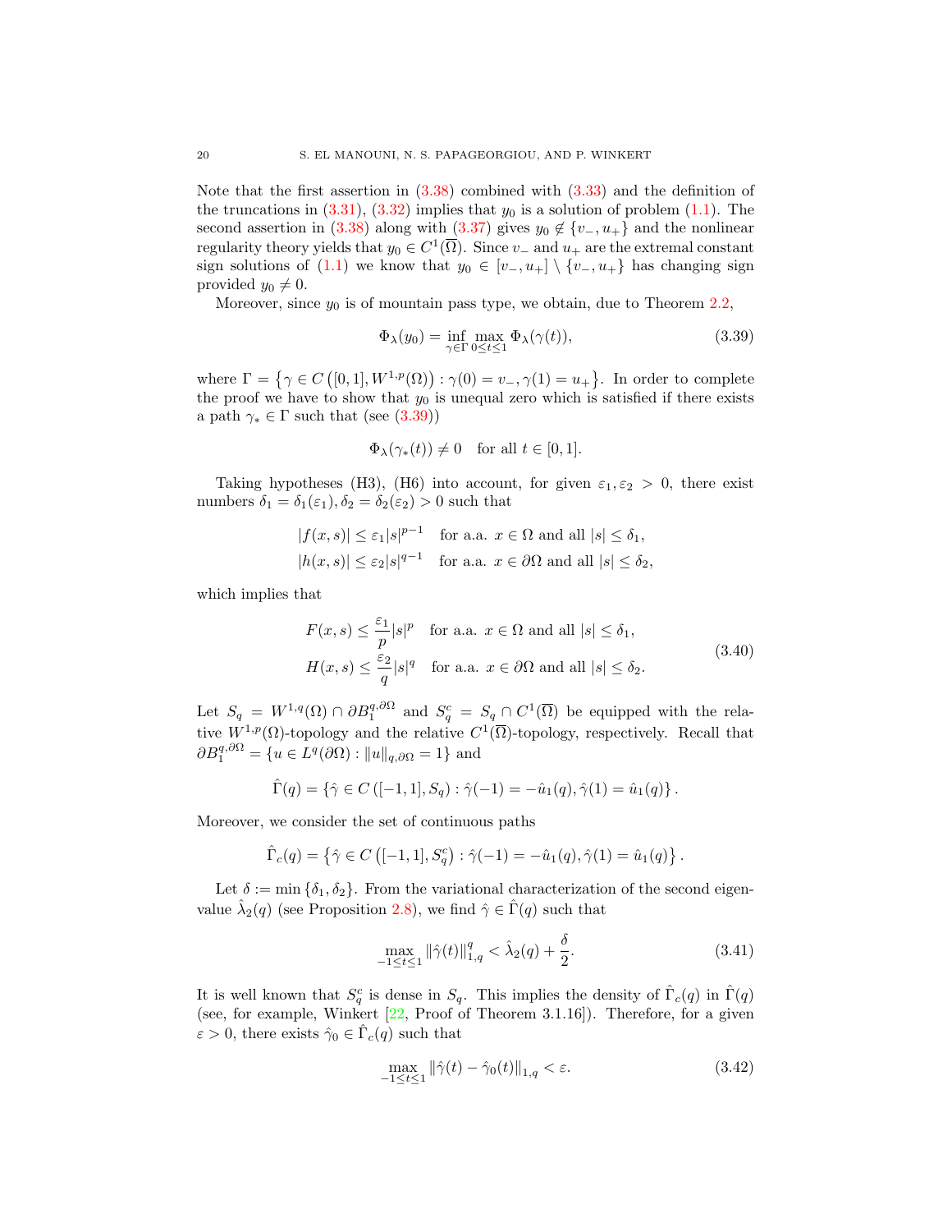Note that the first assertion in (3.38) combined with (3.33) and the definition of the truncations in (3.31), (3.32) implies that $y_0$ is a solution of problem (1.1). The second assertion in (3.38) along with (3.37) gives $y_0 \notin \{v_-, u_+\}$ and the nonlinear regularity theory yields that $y_0 \in C^1(\overline{\Omega})$. Since $v_-$ and $u_+$ are the extremal constant sign solutions of (1.1) we know that $y_0 \in [v_-, u_+] \setminus \{v_-, u_+\}$ has changing sign provided $y_0 \neq 0$.

Moreover, since $y_0$ is of mountain pass type, we obtain, due to Theorem 2.2,

$$\Phi_\lambda(y_0) = \inf_{\gamma \in \Gamma} \max_{0 \leq t \leq 1} \Phi_\lambda(\gamma(t)), \tag{3.39}$$

where $\Gamma = \left\{ \gamma \in C\left([0,1], W^{1,p}(\Omega)\right) : \gamma(0) = v_-, \gamma(1) = u_+ \right\}$. In order to complete the proof we have to show that $y_0$ is unequal zero which is satisfied if there exists a path $\gamma_* \in \Gamma$ such that (see (3.39))

$$\Phi_\lambda(\gamma_*(t)) \neq 0 \quad \text{for all } t \in [0,1].$$

Taking hypotheses (H3), (H6) into account, for given $\varepsilon_1, \varepsilon_2 > 0$, there exist numbers $\delta_1 = \delta_1(\varepsilon_1), \delta_2 = \delta_2(\varepsilon_2) > 0$ such that

$$\begin{aligned} |f(x,s)| &\leq \varepsilon_1 |s|^{p-1} \quad \text{for a.a. } x \in \Omega \text{ and all } |s| \leq \delta_1, \\ |h(x,s)| &\leq \varepsilon_2 |s|^{q-1} \quad \text{for a.a. } x \in \partial\Omega \text{ and all } |s| \leq \delta_2, \end{aligned}$$

which implies that

$$\begin{aligned} F(x,s) &\leq \frac{\varepsilon_1}{p}|s|^p \quad \text{for a.a. } x \in \Omega \text{ and all } |s| \leq \delta_1, \\ H(x,s) &\leq \frac{\varepsilon_2}{q}|s|^q \quad \text{for a.a. } x \in \partial\Omega \text{ and all } |s| \leq \delta_2. \end{aligned} \tag{3.40}$$

Let $S_q = W^{1,q}(\Omega) \cap \partial B_1^{q,\partial\Omega}$ and $S_q^c = S_q \cap C^1(\overline{\Omega})$ be equipped with the relative $W^{1,p}(\Omega)$-topology and the relative $C^1(\overline{\Omega})$-topology, respectively. Recall that $\partial B_1^{q,\partial\Omega} = \{u \in L^q(\partial\Omega) : \|u\|_{q,\partial\Omega} = 1\}$ and

$$\hat{\Gamma}(q) = \left\{\hat{\gamma} \in C\left([-1,1], S_q\right) : \hat{\gamma}(-1) = -\hat{u}_1(q), \hat{\gamma}(1) = \hat{u}_1(q)\right\}.$$

Moreover, we consider the set of continuous paths

$$\hat{\Gamma}_c(q) = \left\{\hat{\gamma} \in C\left([-1,1], S_q^c\right) : \hat{\gamma}(-1) = -\hat{u}_1(q), \hat{\gamma}(1) = \hat{u}_1(q)\right\}.$$

Let $\delta := \min\{\delta_1, \delta_2\}$. From the variational characterization of the second eigenvalue $\hat{\lambda}_2(q)$ (see Proposition 2.8), we find $\hat{\gamma} \in \hat{\Gamma}(q)$ such that

$$\max_{-1 \leq t \leq 1} \|\hat{\gamma}(t)\|_{1,q}^q < \hat{\lambda}_2(q) + \frac{\delta}{2}. \tag{3.41}$$

It is well known that $S_q^c$ is dense in $S_q$. This implies the density of $\hat{\Gamma}_c(q)$ in $\hat{\Gamma}(q)$ (see, for example, Winkert [22, Proof of Theorem 3.1.16]). Therefore, for a given $\varepsilon > 0$, there exists $\hat{\gamma}_0 \in \hat{\Gamma}_c(q)$ such that

$$\max_{-1 \leq t \leq 1} \|\hat{\gamma}(t) - \hat{\gamma}_0(t)\|_{1,q} < \varepsilon. \tag{3.42}$$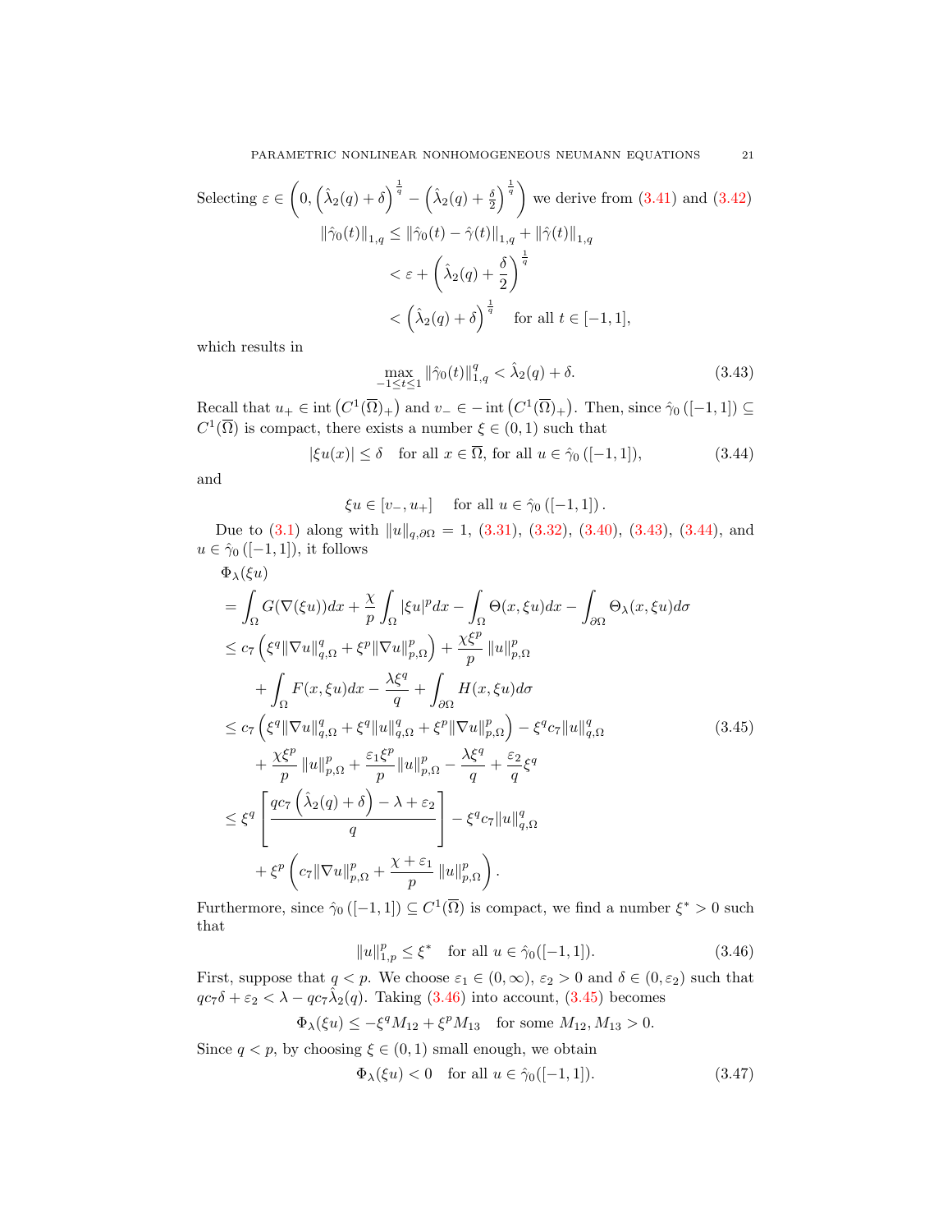Selecting $\varepsilon \in \left(0, \left(\hat{\lambda}_2(q)+\delta\right)^{\frac{1}{q}} - \left(\hat{\lambda}_2(q)+\frac{\delta}{2}\right)^{\frac{1}{q}}\right)$ we derive from (3.41) and (3.42)

$$
\begin{aligned}
\|\hat{\gamma}_0(t)\|_{1,q} &\le \|\hat{\gamma}_0(t)-\hat{\gamma}(t)\|_{1,q} + \|\hat{\gamma}(t)\|_{1,q} \\
&< \varepsilon + \left(\hat{\lambda}_2(q)+\frac{\delta}{2}\right)^{\frac{1}{q}} \\
&< \left(\hat{\lambda}_2(q)+\delta\right)^{\frac{1}{q}} \quad \text{for all } t\in[-1,1],
\end{aligned}
$$

which results in

$$
\max_{-1\le t\le 1} \|\hat{\gamma}_0(t)\|_{1,q}^q < \hat{\lambda}_2(q)+\delta. \tag{3.43}
$$

Recall that $u_+ \in \operatorname{int}\left(C^1(\overline{\Omega})_+\right)$ and $v_- \in -\operatorname{int}\left(C^1(\overline{\Omega})_+\right)$. Then, since $\hat{\gamma}_0([-1,1]) \subseteq C^1(\overline{\Omega})$ is compact, there exists a number $\xi\in(0,1)$ such that

$$
|\xi u(x)| \le \delta \quad \text{for all } x\in\overline{\Omega}, \text{ for all } u\in\hat{\gamma}_0([-1,1]), \tag{3.44}
$$

and

$$
\xi u \in [v_-, u_+] \quad \text{for all } u\in\hat{\gamma}_0([-1,1]).
$$

Due to (3.1) along with $\|u\|_{q,\partial\Omega}=1$, (3.31), (3.32), (3.40), (3.43), (3.44), and $u\in\hat{\gamma}_0([-1,1])$, it follows

$$
\begin{aligned}
&\Phi_\lambda(\xi u) \\
&= \int_\Omega G(\nabla(\xi u))dx + \frac{\chi}{p}\int_\Omega |\xi u|^p dx - \int_\Omega \Theta(x,\xi u)dx - \int_{\partial\Omega}\Theta_\lambda(x,\xi u)d\sigma \\
&\le c_7\left(\xi^q\|\nabla u\|_{q,\Omega}^q + \xi^p\|\nabla u\|_{p,\Omega}^p\right) + \frac{\chi\xi^p}{p}\|u\|_{p,\Omega}^p \\
&\quad + \int_\Omega F(x,\xi u)dx - \frac{\lambda\xi^q}{q} + \int_{\partial\Omega} H(x,\xi u)d\sigma \\
&\le c_7\left(\xi^q\|\nabla u\|_{q,\Omega}^q + \xi^q\|u\|_{q,\Omega}^q + \xi^p\|\nabla u\|_{p,\Omega}^p\right) - \xi^q c_7\|u\|_{q,\Omega}^q \\
&\quad + \frac{\chi\xi^p}{p}\|u\|_{p,\Omega}^p + \frac{\varepsilon_1\xi^p}{p}\|u\|_{p,\Omega}^p - \frac{\lambda\xi^q}{q} + \frac{\varepsilon_2}{q}\xi^q \\
&\le \xi^q\left[\frac{qc_7\left(\hat{\lambda}_2(q)+\delta\right)-\lambda+\varepsilon_2}{q}\right] - \xi^q c_7\|u\|_{q,\Omega}^q \\
&\quad + \xi^p\left(c_7\|\nabla u\|_{p,\Omega}^p + \frac{\chi+\varepsilon_1}{p}\|u\|_{p,\Omega}^p\right).
\end{aligned} \tag{3.45}
$$

Furthermore, since $\hat{\gamma}_0([-1,1]) \subseteq C^1(\overline{\Omega})$ is compact, we find a number $\xi^*>0$ such that

$$
\|u\|_{1,p}^p \le \xi^* \quad \text{for all } u\in\hat{\gamma}_0([-1,1]). \tag{3.46}
$$

First, suppose that $q<p$. We choose $\varepsilon_1\in(0,\infty)$, $\varepsilon_2>0$ and $\delta\in(0,\varepsilon_2)$ such that $qc_7\delta+\varepsilon_2 < \lambda - qc_7\hat{\lambda}_2(q)$. Taking (3.46) into account, (3.45) becomes

$$
\Phi_\lambda(\xi u) \le -\xi^q M_{12} + \xi^p M_{13} \quad \text{for some } M_{12}, M_{13}>0.
$$

Since $q<p$, by choosing $\xi\in(0,1)$ small enough, we obtain

$$
\Phi_\lambda(\xi u) < 0 \quad \text{for all } u\in\hat{\gamma}_0([-1,1]). \tag{3.47}
$$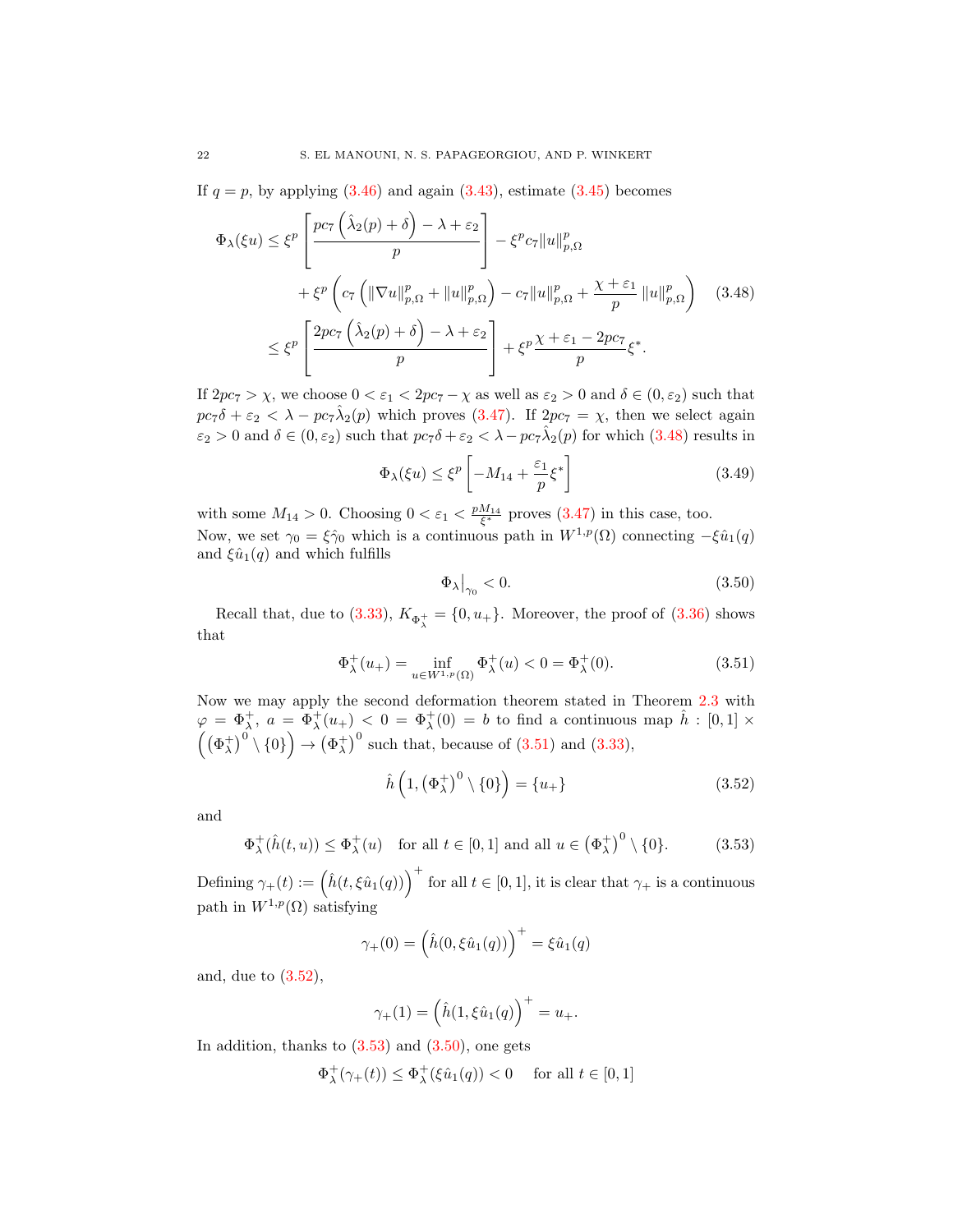If $q = p$, by applying (3.46) and again (3.43), estimate (3.45) becomes

$$
\begin{aligned}
\Phi_\lambda(\xi u) &\le \xi^p \left[ \frac{pc_7 \left(\hat{\lambda}_2(p) + \delta\right) - \lambda + \varepsilon_2}{p} \right] - \xi^p c_7 \|u\|_{p,\Omega}^p \\
&\quad + \xi^p \left( c_7 \left( \|\nabla u\|_{p,\Omega}^p + \|u\|_{p,\Omega}^p \right) - c_7 \|u\|_{p,\Omega}^p + \frac{\chi + \varepsilon_1}{p} \|u\|_{p,\Omega}^p \right) \\
&\le \xi^p \left[ \frac{2pc_7 \left(\hat{\lambda}_2(p) + \delta\right) - \lambda + \varepsilon_2}{p} \right] + \xi^p \frac{\chi + \varepsilon_1 - 2pc_7}{p} \xi^*.
\end{aligned}
\tag{3.48}
$$

If $2pc_7 > \chi$, we choose $0 < \varepsilon_1 < 2pc_7 - \chi$ as well as $\varepsilon_2 > 0$ and $\delta \in (0, \varepsilon_2)$ such that $pc_7 \delta + \varepsilon_2 < \lambda - pc_7 \hat{\lambda}_2(p)$ which proves (3.47). If $2pc_7 = \chi$, then we select again $\varepsilon_2 > 0$ and $\delta \in (0, \varepsilon_2)$ such that $pc_7\delta + \varepsilon_2 < \lambda - pc_7\hat{\lambda}_2(p)$ for which (3.48) results in

$$
\Phi_\lambda(\xi u) \le \xi^p \left[ -M_{14} + \frac{\varepsilon_1}{p} \xi^* \right] \tag{3.49}
$$

with some $M_{14} > 0$. Choosing $0 < \varepsilon_1 < \frac{pM_{14}}{\xi^*}$ proves (3.47) in this case, too.
Now, we set $\gamma_0 = \xi \hat{\gamma}_0$ which is a continuous path in $W^{1,p}(\Omega)$ connecting $-\xi \hat{u}_1(q)$ and $\xi \hat{u}_1(q)$ and which fulfills

$$
\Phi_\lambda\big|_{\gamma_0} < 0. \tag{3.50}
$$

Recall that, due to (3.33), $K_{\Phi_\lambda^+} = \{0, u_+\}$. Moreover, the proof of (3.36) shows that

$$
\Phi_\lambda^+(u_+) = \inf_{u \in W^{1,p}(\Omega)} \Phi_\lambda^+(u) < 0 = \Phi_\lambda^+(0). \tag{3.51}
$$

Now we may apply the second deformation theorem stated in Theorem 2.3 with $\varphi = \Phi_\lambda^+$, $a = \Phi_\lambda^+(u_+) < 0 = \Phi_\lambda^+(0) = b$ to find a continuous map $\hat{h} : [0,1] \times \left( \left(\Phi_\lambda^+\right)^0 \setminus \{0\} \right) \to \left(\Phi_\lambda^+\right)^0$ such that, because of (3.51) and (3.33),

$$
\hat{h}\left(1, \left(\Phi_\lambda^+\right)^0 \setminus \{0\}\right) = \{u_+\} \tag{3.52}
$$

and

$$
\Phi_\lambda^+(\hat{h}(t,u)) \le \Phi_\lambda^+(u) \quad \text{for all } t \in [0,1] \text{ and all } u \in \left(\Phi_\lambda^+\right)^0 \setminus \{0\}. \tag{3.53}
$$

Defining $\gamma_+(t) := \left(\hat{h}(t, \xi \hat{u}_1(q))\right)^+$ for all $t \in [0,1]$, it is clear that $\gamma_+$ is a continuous path in $W^{1,p}(\Omega)$ satisfying

$$
\gamma_+(0) = \left(\hat{h}(0, \xi \hat{u}_1(q))\right)^+ = \xi \hat{u}_1(q)
$$

and, due to (3.52),

$$
\gamma_+(1) = \left(\hat{h}(1, \xi \hat{u}_1(q))\right)^+ = u_+.
$$

In addition, thanks to (3.53) and (3.50), one gets

$$
\Phi_\lambda^+(\gamma_+(t)) \le \Phi_\lambda^+(\xi \hat{u}_1(q)) < 0 \quad \text{ for all } t \in [0,1]
$$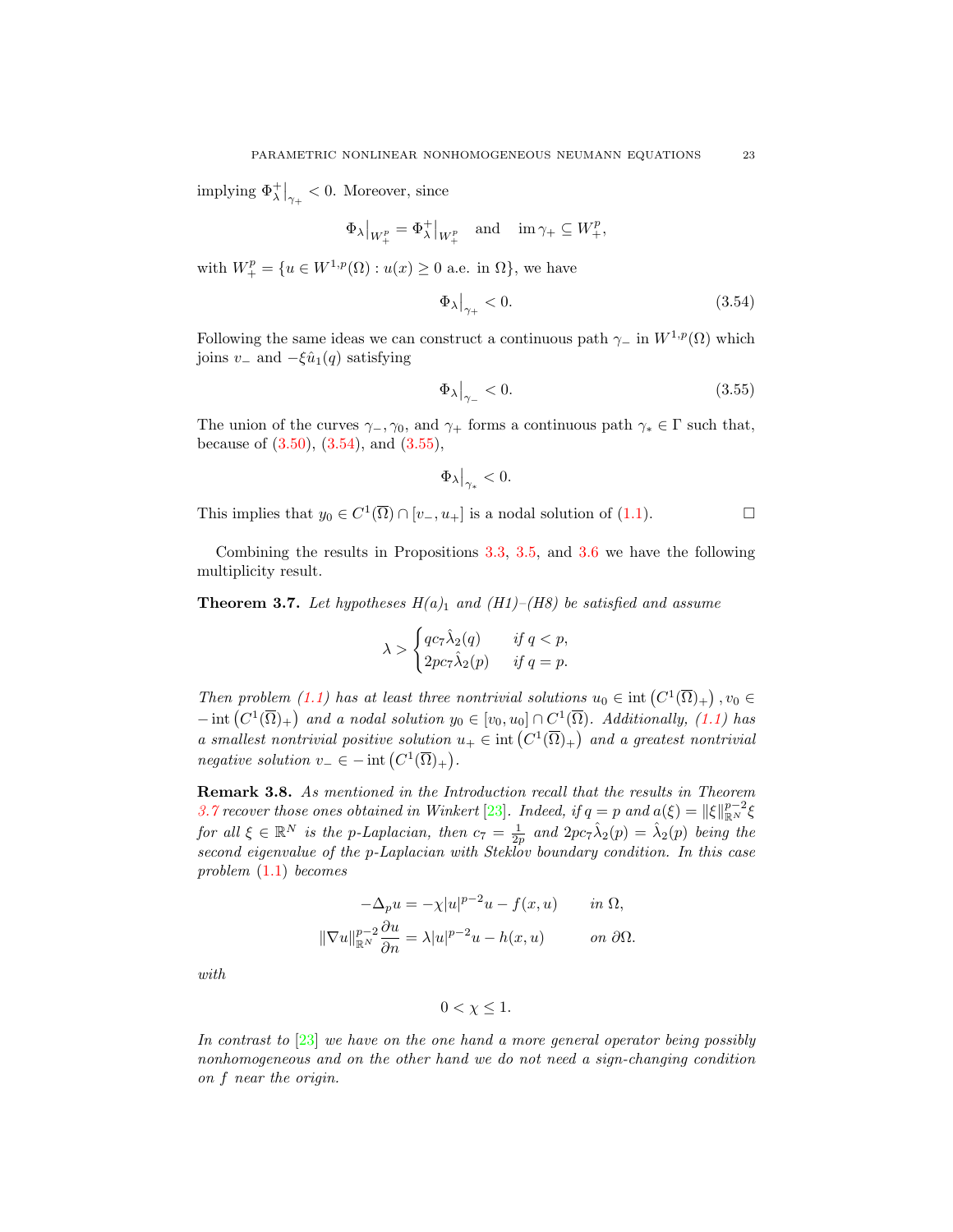implying $\Phi_\lambda^+\big|_{\gamma_+} < 0$. Moreover, since

$$\Phi_\lambda\big|_{W_+^p} = \Phi_\lambda^+\big|_{W_+^p} \quad \text{and} \quad \operatorname{im}\gamma_+ \subseteq W_+^p,$$

with $W_+^p = \{u \in W^{1,p}(\Omega) : u(x) \geq 0 \text{ a.e. in } \Omega\}$, we have

$$\Phi_\lambda\big|_{\gamma_+} < 0. \tag{3.54}$$

Following the same ideas we can construct a continuous path $\gamma_-$ in $W^{1,p}(\Omega)$ which joins $v_-$ and $-\xi\hat{u}_1(q)$ satisfying

$$\Phi_\lambda\big|_{\gamma_-} < 0. \tag{3.55}$$

The union of the curves $\gamma_-, \gamma_0$, and $\gamma_+$ forms a continuous path $\gamma_* \in \Gamma$ such that, because of (3.50), (3.54), and (3.55),

$$\Phi_\lambda\big|_{\gamma_*} < 0.$$

This implies that $y_0 \in C^1(\overline{\Omega}) \cap [v_-, u_+]$ is a nodal solution of (1.1). $\square$

Combining the results in Propositions 3.3, 3.5, and 3.6 we have the following multiplicity result.

**Theorem 3.7.** *Let hypotheses $H(a)_1$ and (H1)–(H8) be satisfied and assume*

$$\lambda > \begin{cases} qc_7\hat{\lambda}_2(q) & \text{if } q < p, \\ 2pc_7\hat{\lambda}_2(p) & \text{if } q = p. \end{cases}$$

*Then problem (1.1) has at least three nontrivial solutions $u_0 \in \operatorname{int}\left(C^1(\overline{\Omega})_+\right), v_0 \in -\operatorname{int}\left(C^1(\overline{\Omega})_+\right)$ and a nodal solution $y_0 \in [v_0, u_0] \cap C^1(\overline{\Omega})$. Additionally, (1.1) has a smallest nontrivial positive solution $u_+ \in \operatorname{int}\left(C^1(\overline{\Omega})_+\right)$ and a greatest nontrivial negative solution $v_- \in -\operatorname{int}\left(C^1(\overline{\Omega})_+\right)$.*

**Remark 3.8.** *As mentioned in the Introduction recall that the results in Theorem 3.7 recover those ones obtained in Winkert [23]. Indeed, if $q = p$ and $a(\xi) = \|\xi\|_{\mathbb{R}^N}^{p-2}\xi$ for all $\xi \in \mathbb{R}^N$ is the $p$-Laplacian, then $c_7 = \frac{1}{2p}$ and $2pc_7\hat{\lambda}_2(p) = \hat{\lambda}_2(p)$ being the second eigenvalue of the $p$-Laplacian with Steklov boundary condition. In this case problem (1.1) becomes*

$$\begin{aligned} -\Delta_p u &= -\chi|u|^{p-2}u - f(x,u) \qquad && \text{in } \Omega, \\ \|\nabla u\|_{\mathbb{R}^N}^{p-2}\frac{\partial u}{\partial n} &= \lambda|u|^{p-2}u - h(x,u) && \text{on } \partial\Omega. \end{aligned}$$

*with*

$$0 < \chi \leq 1.$$

*In contrast to [23] we have on the one hand a more general operator being possibly nonhomogeneous and on the other hand we do not need a sign-changing condition on $f$ near the origin.*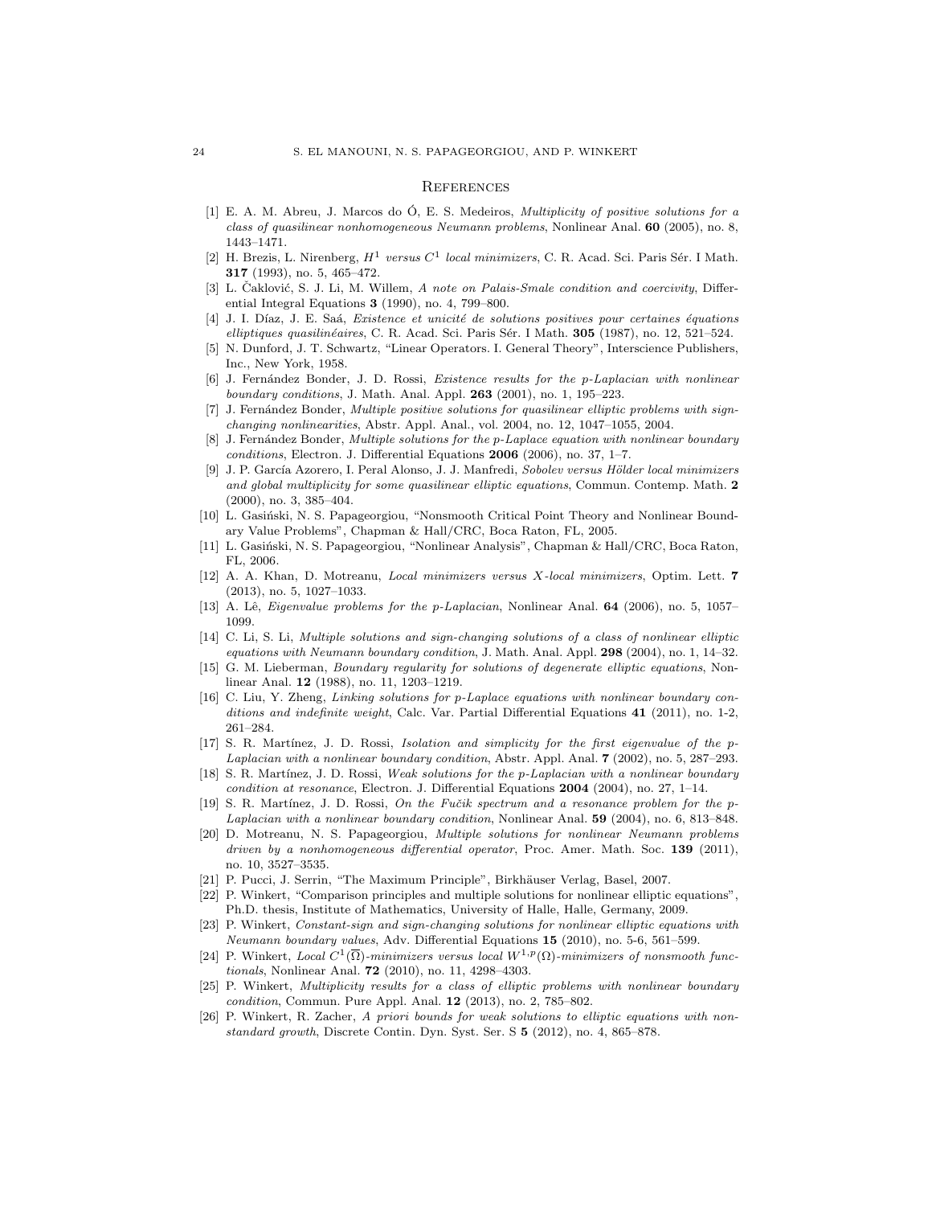## References

[1] E. A. M. Abreu, J. Marcos do Ó, E. S. Medeiros, *Multiplicity of positive solutions for a class of quasilinear nonhomogeneous Neumann problems*, Nonlinear Anal. **60** (2005), no. 8, 1443–1471.

[2] H. Brezis, L. Nirenberg, *$H^1$ versus $C^1$ local minimizers*, C. R. Acad. Sci. Paris Sér. I Math. **317** (1993), no. 5, 465–472.

[3] L. Čaklović, S. J. Li, M. Willem, *A note on Palais-Smale condition and coercivity*, Differential Integral Equations **3** (1990), no. 4, 799–800.

[4] J. I. Díaz, J. E. Saá, *Existence et unicité de solutions positives pour certaines équations elliptiques quasilinéaires*, C. R. Acad. Sci. Paris Sér. I Math. **305** (1987), no. 12, 521–524.

[5] N. Dunford, J. T. Schwartz, "Linear Operators. I. General Theory", Interscience Publishers, Inc., New York, 1958.

[6] J. Fernández Bonder, J. D. Rossi, *Existence results for the p-Laplacian with nonlinear boundary conditions*, J. Math. Anal. Appl. **263** (2001), no. 1, 195–223.

[7] J. Fernández Bonder, *Multiple positive solutions for quasilinear elliptic problems with sign-changing nonlinearities*, Abstr. Appl. Anal., vol. 2004, no. 12, 1047–1055, 2004.

[8] J. Fernández Bonder, *Multiple solutions for the p-Laplace equation with nonlinear boundary conditions*, Electron. J. Differential Equations **2006** (2006), no. 37, 1–7.

[9] J. P. García Azorero, I. Peral Alonso, J. J. Manfredi, *Sobolev versus Hölder local minimizers and global multiplicity for some quasilinear elliptic equations*, Commun. Contemp. Math. **2** (2000), no. 3, 385–404.

[10] L. Gasiński, N. S. Papageorgiou, "Nonsmooth Critical Point Theory and Nonlinear Boundary Value Problems", Chapman & Hall/CRC, Boca Raton, FL, 2005.

[11] L. Gasiński, N. S. Papageorgiou, "Nonlinear Analysis", Chapman & Hall/CRC, Boca Raton, FL, 2006.

[12] A. A. Khan, D. Motreanu, *Local minimizers versus X-local minimizers*, Optim. Lett. **7** (2013), no. 5, 1027–1033.

[13] A. Lê, *Eigenvalue problems for the p-Laplacian*, Nonlinear Anal. **64** (2006), no. 5, 1057–1099.

[14] C. Li, S. Li, *Multiple solutions and sign-changing solutions of a class of nonlinear elliptic equations with Neumann boundary condition*, J. Math. Anal. Appl. **298** (2004), no. 1, 14–32.

[15] G. M. Lieberman, *Boundary regularity for solutions of degenerate elliptic equations*, Nonlinear Anal. **12** (1988), no. 11, 1203–1219.

[16] C. Liu, Y. Zheng, *Linking solutions for p-Laplace equations with nonlinear boundary conditions and indefinite weight*, Calc. Var. Partial Differential Equations **41** (2011), no. 1-2, 261–284.

[17] S. R. Martínez, J. D. Rossi, *Isolation and simplicity for the first eigenvalue of the p-Laplacian with a nonlinear boundary condition*, Abstr. Appl. Anal. **7** (2002), no. 5, 287–293.

[18] S. R. Martínez, J. D. Rossi, *Weak solutions for the p-Laplacian with a nonlinear boundary condition at resonance*, Electron. J. Differential Equations **2004** (2004), no. 27, 1–14.

[19] S. R. Martínez, J. D. Rossi, *On the Fučik spectrum and a resonance problem for the p-Laplacian with a nonlinear boundary condition*, Nonlinear Anal. **59** (2004), no. 6, 813–848.

[20] D. Motreanu, N. S. Papageorgiou, *Multiple solutions for nonlinear Neumann problems driven by a nonhomogeneous differential operator*, Proc. Amer. Math. Soc. **139** (2011), no. 10, 3527–3535.

[21] P. Pucci, J. Serrin, "The Maximum Principle", Birkhäuser Verlag, Basel, 2007.

[22] P. Winkert, "Comparison principles and multiple solutions for nonlinear elliptic equations", Ph.D. thesis, Institute of Mathematics, University of Halle, Halle, Germany, 2009.

[23] P. Winkert, *Constant-sign and sign-changing solutions for nonlinear elliptic equations with Neumann boundary values*, Adv. Differential Equations **15** (2010), no. 5-6, 561–599.

[24] P. Winkert, *Local $C^1(\overline{\Omega})$-minimizers versus local $W^{1,p}(\Omega)$-minimizers of nonsmooth functionals*, Nonlinear Anal. **72** (2010), no. 11, 4298–4303.

[25] P. Winkert, *Multiplicity results for a class of elliptic problems with nonlinear boundary condition*, Commun. Pure Appl. Anal. **12** (2013), no. 2, 785–802.

[26] P. Winkert, R. Zacher, *A priori bounds for weak solutions to elliptic equations with nonstandard growth*, Discrete Contin. Dyn. Syst. Ser. S **5** (2012), no. 4, 865–878.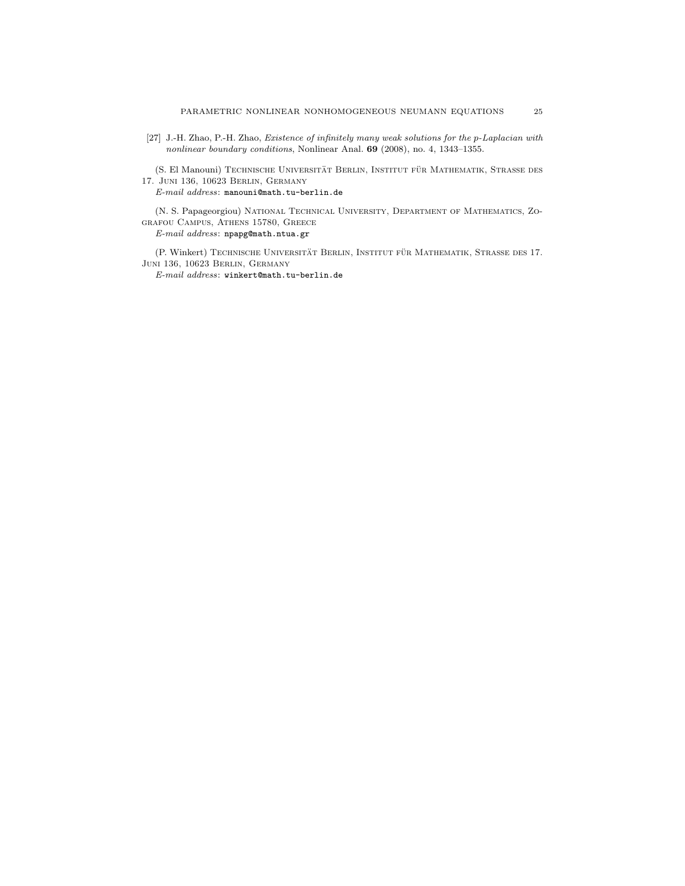[27] J.-H. Zhao, P.-H. Zhao, *Existence of infinitely many weak solutions for the p-Laplacian with nonlinear boundary conditions*, Nonlinear Anal. **69** (2008), no. 4, 1343–1355.

(S. El Manouni) Technische Universität Berlin, Institut für Mathematik, Strasse des 17. Juni 136, 10623 Berlin, Germany
*E-mail address*: `manouni@math.tu-berlin.de`

(N. S. Papageorgiou) National Technical University, Department of Mathematics, Zografou Campus, Athens 15780, Greece
*E-mail address*: `npapg@math.ntua.gr`

(P. Winkert) Technische Universität Berlin, Institut für Mathematik, Strasse des 17. Juni 136, 10623 Berlin, Germany
*E-mail address*: `winkert@math.tu-berlin.de`